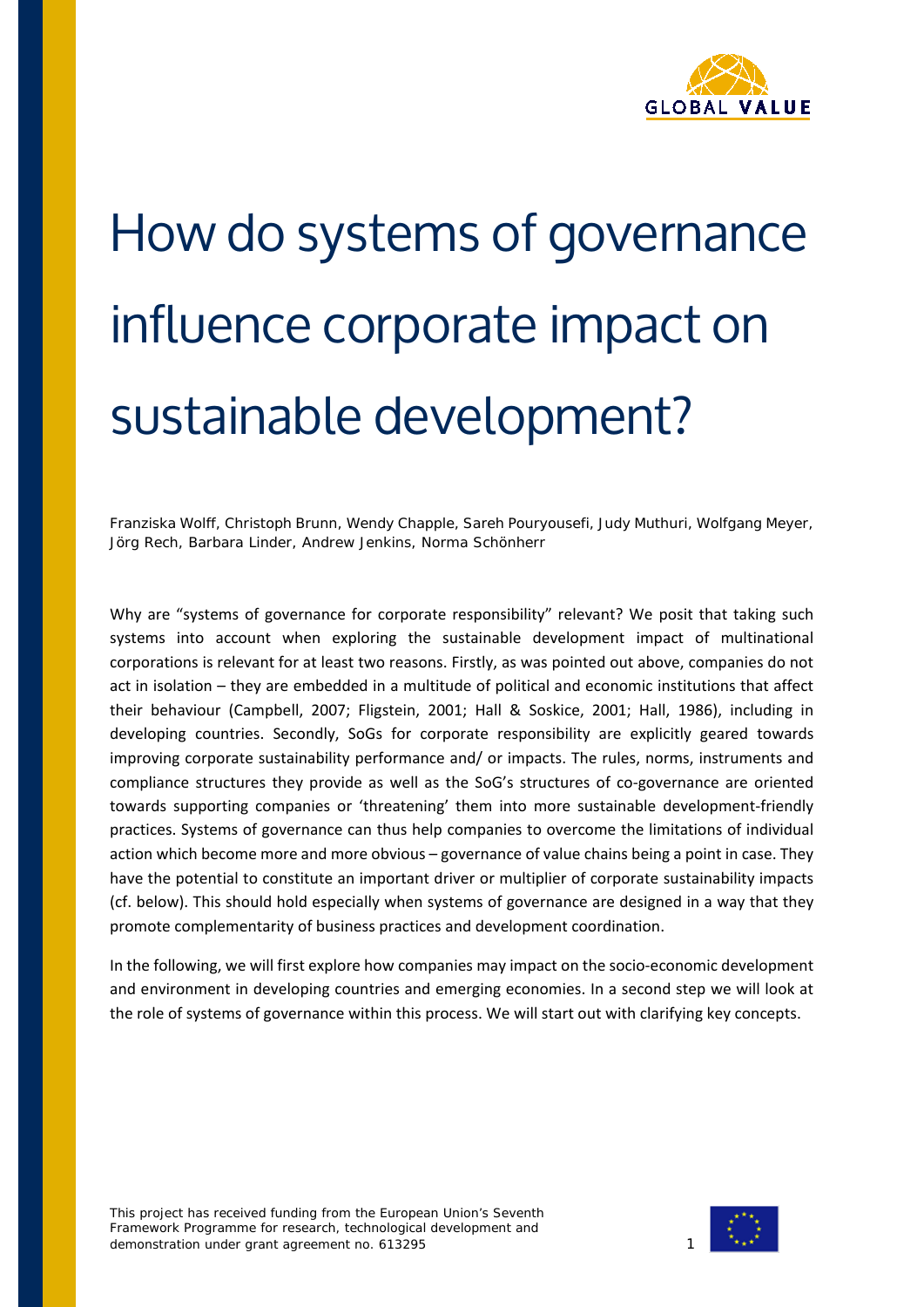# How do systems of governance influence corporate impact on sustainable development?

Franziska Wolff, Christoph Brunn, Wendy Chapple, Sareh Pouryousefi, Judy Muthuri, Wolfgang Meyer, Jörg Rech, Barbara Linder, Andrew Jenkins, Norma Schönherr

Why are "systems of governance for corporate responsibility" relevant? We posit that taking such systems into account when exploring the sustainable development impact of multinational corporations is relevant for at least two reasons. Firstly, as was pointed out above, companies do not act in isolation – they are embedded in a multitude of political and economic institutions that affect their behaviour (Campbell, 2007; Fligstein, 2001; Hall & Soskice, 2001; Hall, 1986), including in developing countries. Secondly, SoGs for corporate responsibility are explicitly geared towards improving corporate sustainability performance and/ or impacts. The rules, norms, instruments and compliance structures they provide as well as the SoG's structures of co-governance are oriented towards supporting companies or 'threatening' them into more sustainable development-friendly practices. Systems of governance can thus help companies to overcome the limitations of individual action which become more and more obvious – governance of value chains being a point in case. They have the potential to constitute an important driver or multiplier of corporate sustainability impacts (cf. below). This should hold especially when systems of governance are designed in a way that they promote complementarity of business practices and development coordination.

In the following, we will first explore how companies may impact on the socio-economic development and environment in developing countries and emerging economies. In a second step we will look at the role of systems of governance within this process. We will start out with clarifying key concepts.

This project has received funding from the European Union's Seventh Framework Programme for research, technological development and demonstration under grant agreement no. 613295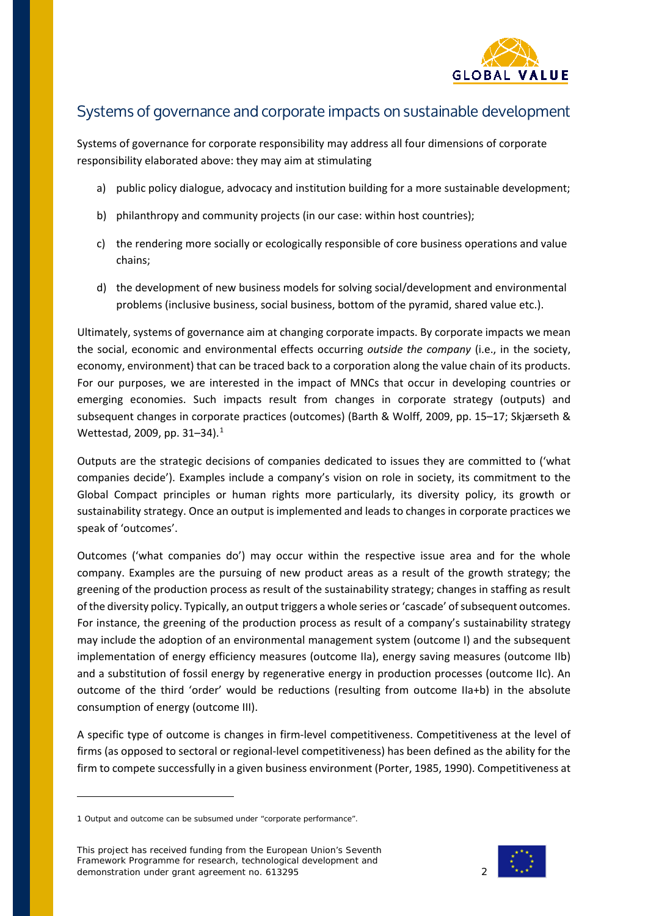## Systems of governance and corporate impacts on sustainable development

Systems of governance for corporate responsibility may address all four dimensions of corporate responsibility elaborated above: they may aim at stimulating

a) public policy dialogue, advocacy and institution building for a more sustainable development;

b) philanthropy and community projects (in our case: within host countries);

c) the rendering more socially or ecologically responsible of core business operations and value chains;

d) the development of new business models for solving social/development and environmental problems (inclusive business, social business, bottom of the pyramid, shared value etc.).

Ultimately, systems of governance aim at changing corporate impacts. By corporate impacts we mean the social, economic and environmental effects occurring *outside the company* (i.e., in the society, economy, environment) that can be traced back to a corporation along the value chain of its products. For our purposes, we are interested in the impact of MNCs that occur in developing countries or emerging economies. Such impacts result from changes in corporate strategy (outputs) and subsequent changes in corporate practices (outcomes) (Barth & Wolff, 2009, pp. 15–17; Skjærseth & Wettestad, 2009, pp. 31–34).[1]

Outputs are the strategic decisions of companies dedicated to issues they are committed to ('what companies decide'). Examples include a company's vision on role in society, its commitment to the Global Compact principles or human rights more particularly, its diversity policy, its growth or sustainability strategy. Once an output is implemented and leads to changes in corporate practices we speak of 'outcomes'.

Outcomes ('what companies do') may occur within the respective issue area and for the whole company. Examples are the pursuing of new product areas as a result of the growth strategy; the greening of the production process as result of the sustainability strategy; changes in staffing as result of the diversity policy. Typically, an output triggers a whole series or 'cascade' of subsequent outcomes. For instance, the greening of the production process as result of a company's sustainability strategy may include the adoption of an environmental management system (outcome I) and the subsequent implementation of energy efficiency measures (outcome IIa), energy saving measures (outcome IIb) and a substitution of fossil energy by regenerative energy in production processes (outcome IIc). An outcome of the third 'order' would be reductions (resulting from outcome IIa+b) in the absolute consumption of energy (outcome III).

A specific type of outcome is changes in firm-level competitiveness. Competitiveness at the level of firms (as opposed to sectoral or regional-level competitiveness) has been defined as the ability for the firm to compete successfully in a given business environment (Porter, 1985, 1990). Competitiveness at

[1] Output and outcome can be subsumed under "corporate performance".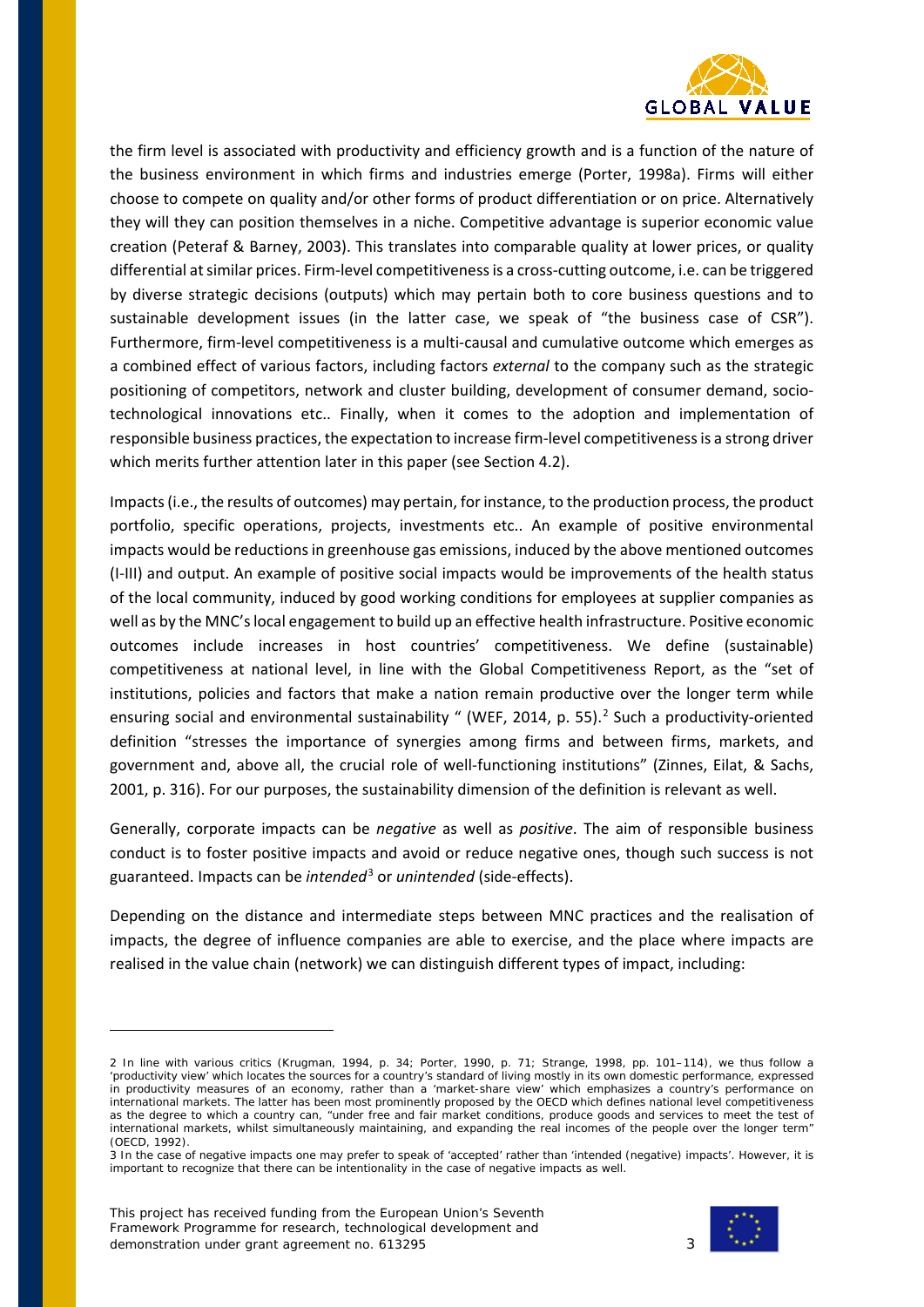the firm level is associated with productivity and efficiency growth and is a function of the nature of the business environment in which firms and industries emerge (Porter, 1998a). Firms will either choose to compete on quality and/or other forms of product differentiation or on price. Alternatively they will they can position themselves in a niche. Competitive advantage is superior economic value creation (Peteraf & Barney, 2003). This translates into comparable quality at lower prices, or quality differential at similar prices. Firm-level competitiveness is a cross-cutting outcome, i.e. can be triggered by diverse strategic decisions (outputs) which may pertain both to core business questions and to sustainable development issues (in the latter case, we speak of "the business case of CSR"). Furthermore, firm-level competitiveness is a multi-causal and cumulative outcome which emerges as a combined effect of various factors, including factors *external* to the company such as the strategic positioning of competitors, network and cluster building, development of consumer demand, socio-technological innovations etc.. Finally, when it comes to the adoption and implementation of responsible business practices, the expectation to increase firm-level competitiveness is a strong driver which merits further attention later in this paper (see Section 4.2).

Impacts (i.e., the results of outcomes) may pertain, for instance, to the production process, the product portfolio, specific operations, projects, investments etc.. An example of positive environmental impacts would be reductions in greenhouse gas emissions, induced by the above mentioned outcomes (I-III) and output. An example of positive social impacts would be improvements of the health status of the local community, induced by good working conditions for employees at supplier companies as well as by the MNC's local engagement to build up an effective health infrastructure. Positive economic outcomes include increases in host countries' competitiveness. We define (sustainable) competitiveness at national level, in line with the Global Competitiveness Report, as the "set of institutions, policies and factors that make a nation remain productive over the longer term while ensuring social and environmental sustainability " (WEF, 2014, p. 55).[2] Such a productivity-oriented definition "stresses the importance of synergies among firms and between firms, markets, and government and, above all, the crucial role of well-functioning institutions" (Zinnes, Eilat, & Sachs, 2001, p. 316). For our purposes, the sustainability dimension of the definition is relevant as well.

Generally, corporate impacts can be *negative* as well as *positive*. The aim of responsible business conduct is to foster positive impacts and avoid or reduce negative ones, though such success is not guaranteed. Impacts can be *intended*[3] or *unintended* (side-effects).

Depending on the distance and intermediate steps between MNC practices and the realisation of impacts, the degree of influence companies are able to exercise, and the place where impacts are realised in the value chain (network) we can distinguish different types of impact, including:

---

2 In line with various critics (Krugman, 1994, p. 34; Porter, 1990, p. 71; Strange, 1998, pp. 101–114), we thus follow a 'productivity view' which locates the sources for a country's standard of living mostly in its own domestic performance, expressed in productivity measures of an economy, rather than a 'market-share view' which emphasizes a country's performance on international markets. The latter has been most prominently proposed by the OECD which defines national level competitiveness as the degree to which a country can, "under free and fair market conditions, produce goods and services to meet the test of international markets, whilst simultaneously maintaining, and expanding the real incomes of the people over the longer term" (OECD, 1992).

3 In the case of negative impacts one may prefer to speak of 'accepted' rather than 'intended (negative) impacts'. However, it is important to recognize that there can be intentionality in the case of negative impacts as well.

This project has received funding from the European Union's Seventh Framework Programme for research, technological development and demonstration under grant agreement no. 613295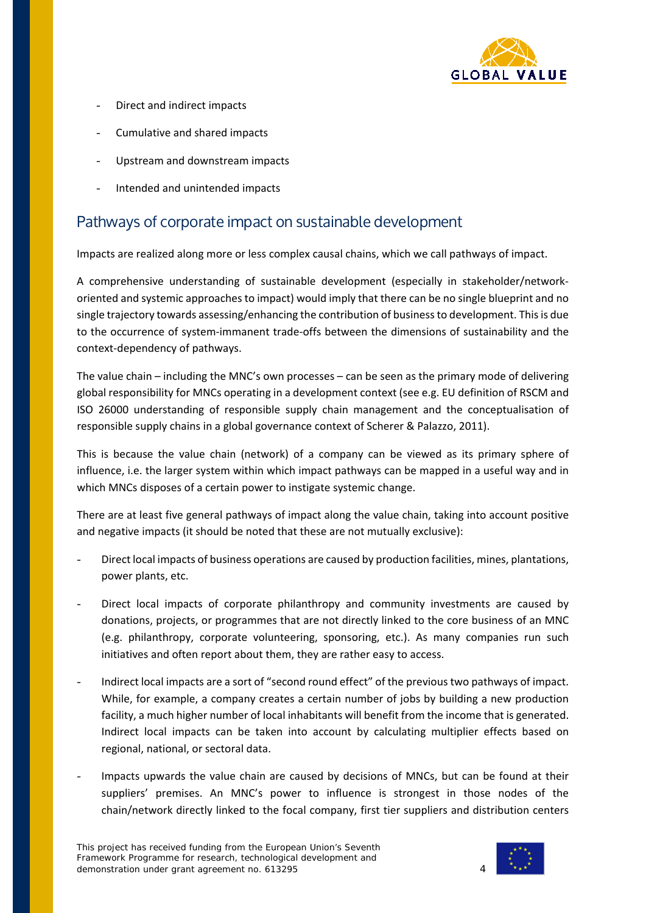- Direct and indirect impacts
- Cumulative and shared impacts
- Upstream and downstream impacts
- Intended and unintended impacts

## Pathways of corporate impact on sustainable development

Impacts are realized along more or less complex causal chains, which we call pathways of impact.

A comprehensive understanding of sustainable development (especially in stakeholder/network-oriented and systemic approaches to impact) would imply that there can be no single blueprint and no single trajectory towards assessing/enhancing the contribution of business to development. This is due to the occurrence of system-immanent trade-offs between the dimensions of sustainability and the context-dependency of pathways.

The value chain – including the MNC's own processes – can be seen as the primary mode of delivering global responsibility for MNCs operating in a development context (see e.g. EU definition of RSCM and ISO 26000 understanding of responsible supply chain management and the conceptualisation of responsible supply chains in a global governance context of Scherer & Palazzo, 2011).

This is because the value chain (network) of a company can be viewed as its primary sphere of influence, i.e. the larger system within which impact pathways can be mapped in a useful way and in which MNCs disposes of a certain power to instigate systemic change.

There are at least five general pathways of impact along the value chain, taking into account positive and negative impacts (it should be noted that these are not mutually exclusive):

- Direct local impacts of business operations are caused by production facilities, mines, plantations, power plants, etc.
- Direct local impacts of corporate philanthropy and community investments are caused by donations, projects, or programmes that are not directly linked to the core business of an MNC (e.g. philanthropy, corporate volunteering, sponsoring, etc.). As many companies run such initiatives and often report about them, they are rather easy to access.
- Indirect local impacts are a sort of "second round effect" of the previous two pathways of impact. While, for example, a company creates a certain number of jobs by building a new production facility, a much higher number of local inhabitants will benefit from the income that is generated. Indirect local impacts can be taken into account by calculating multiplier effects based on regional, national, or sectoral data.
- Impacts upwards the value chain are caused by decisions of MNCs, but can be found at their suppliers' premises. An MNC's power to influence is strongest in those nodes of the chain/network directly linked to the focal company, first tier suppliers and distribution centers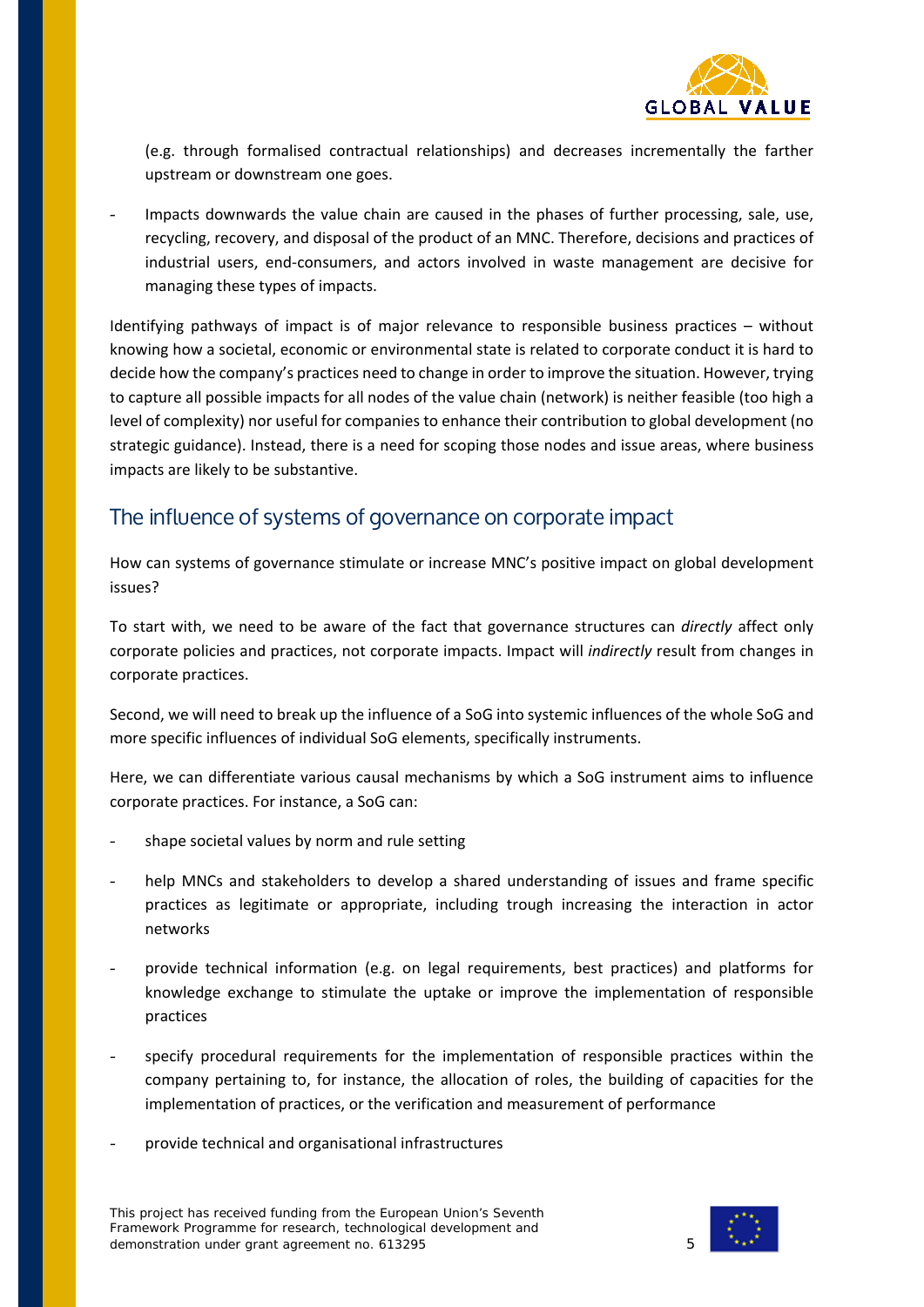(e.g. through formalised contractual relationships) and decreases incrementally the farther upstream or downstream one goes.

- Impacts downwards the value chain are caused in the phases of further processing, sale, use, recycling, recovery, and disposal of the product of an MNC. Therefore, decisions and practices of industrial users, end-consumers, and actors involved in waste management are decisive for managing these types of impacts.

Identifying pathways of impact is of major relevance to responsible business practices – without knowing how a societal, economic or environmental state is related to corporate conduct it is hard to decide how the company's practices need to change in order to improve the situation. However, trying to capture all possible impacts for all nodes of the value chain (network) is neither feasible (too high a level of complexity) nor useful for companies to enhance their contribution to global development (no strategic guidance). Instead, there is a need for scoping those nodes and issue areas, where business impacts are likely to be substantive.

## The influence of systems of governance on corporate impact

How can systems of governance stimulate or increase MNC's positive impact on global development issues?

To start with, we need to be aware of the fact that governance structures can *directly* affect only corporate policies and practices, not corporate impacts. Impact will *indirectly* result from changes in corporate practices.

Second, we will need to break up the influence of a SoG into systemic influences of the whole SoG and more specific influences of individual SoG elements, specifically instruments.

Here, we can differentiate various causal mechanisms by which a SoG instrument aims to influence corporate practices. For instance, a SoG can:

- shape societal values by norm and rule setting
- help MNCs and stakeholders to develop a shared understanding of issues and frame specific practices as legitimate or appropriate, including trough increasing the interaction in actor networks
- provide technical information (e.g. on legal requirements, best practices) and platforms for knowledge exchange to stimulate the uptake or improve the implementation of responsible practices
- specify procedural requirements for the implementation of responsible practices within the company pertaining to, for instance, the allocation of roles, the building of capacities for the implementation of practices, or the verification and measurement of performance
- provide technical and organisational infrastructures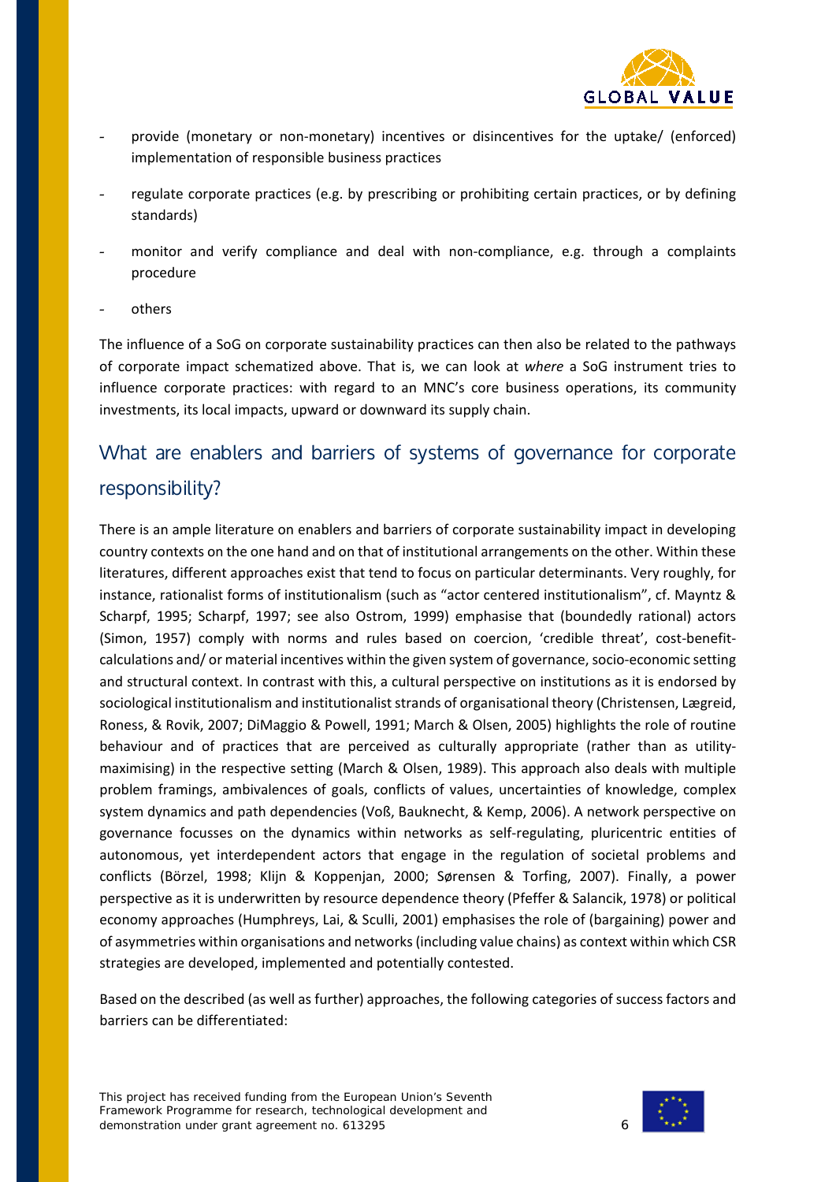- provide (monetary or non-monetary) incentives or disincentives for the uptake/ (enforced) implementation of responsible business practices
- regulate corporate practices (e.g. by prescribing or prohibiting certain practices, or by defining standards)
- monitor and verify compliance and deal with non-compliance, e.g. through a complaints procedure
- others

The influence of a SoG on corporate sustainability practices can then also be related to the pathways of corporate impact schematized above. That is, we can look at *where* a SoG instrument tries to influence corporate practices: with regard to an MNC's core business operations, its community investments, its local impacts, upward or downward its supply chain.

## What are enablers and barriers of systems of governance for corporate responsibility?

There is an ample literature on enablers and barriers of corporate sustainability impact in developing country contexts on the one hand and on that of institutional arrangements on the other. Within these literatures, different approaches exist that tend to focus on particular determinants. Very roughly, for instance, rationalist forms of institutionalism (such as "actor centered institutionalism", cf. Mayntz & Scharpf, 1995; Scharpf, 1997; see also Ostrom, 1999) emphasise that (boundedly rational) actors (Simon, 1957) comply with norms and rules based on coercion, 'credible threat', cost-benefit-calculations and/ or material incentives within the given system of governance, socio-economic setting and structural context. In contrast with this, a cultural perspective on institutions as it is endorsed by sociological institutionalism and institutionalist strands of organisational theory (Christensen, Lægreid, Roness, & Rovik, 2007; DiMaggio & Powell, 1991; March & Olsen, 2005) highlights the role of routine behaviour and of practices that are perceived as culturally appropriate (rather than as utility-maximising) in the respective setting (March & Olsen, 1989). This approach also deals with multiple problem framings, ambivalences of goals, conflicts of values, uncertainties of knowledge, complex system dynamics and path dependencies (Voß, Bauknecht, & Kemp, 2006). A network perspective on governance focusses on the dynamics within networks as self-regulating, pluricentric entities of autonomous, yet interdependent actors that engage in the regulation of societal problems and conflicts (Börzel, 1998; Klijn & Koppenjan, 2000; Sørensen & Torfing, 2007). Finally, a power perspective as it is underwritten by resource dependence theory (Pfeffer & Salancik, 1978) or political economy approaches (Humphreys, Lai, & Sculli, 2001) emphasises the role of (bargaining) power and of asymmetries within organisations and networks (including value chains) as context within which CSR strategies are developed, implemented and potentially contested.

Based on the described (as well as further) approaches, the following categories of success factors and barriers can be differentiated: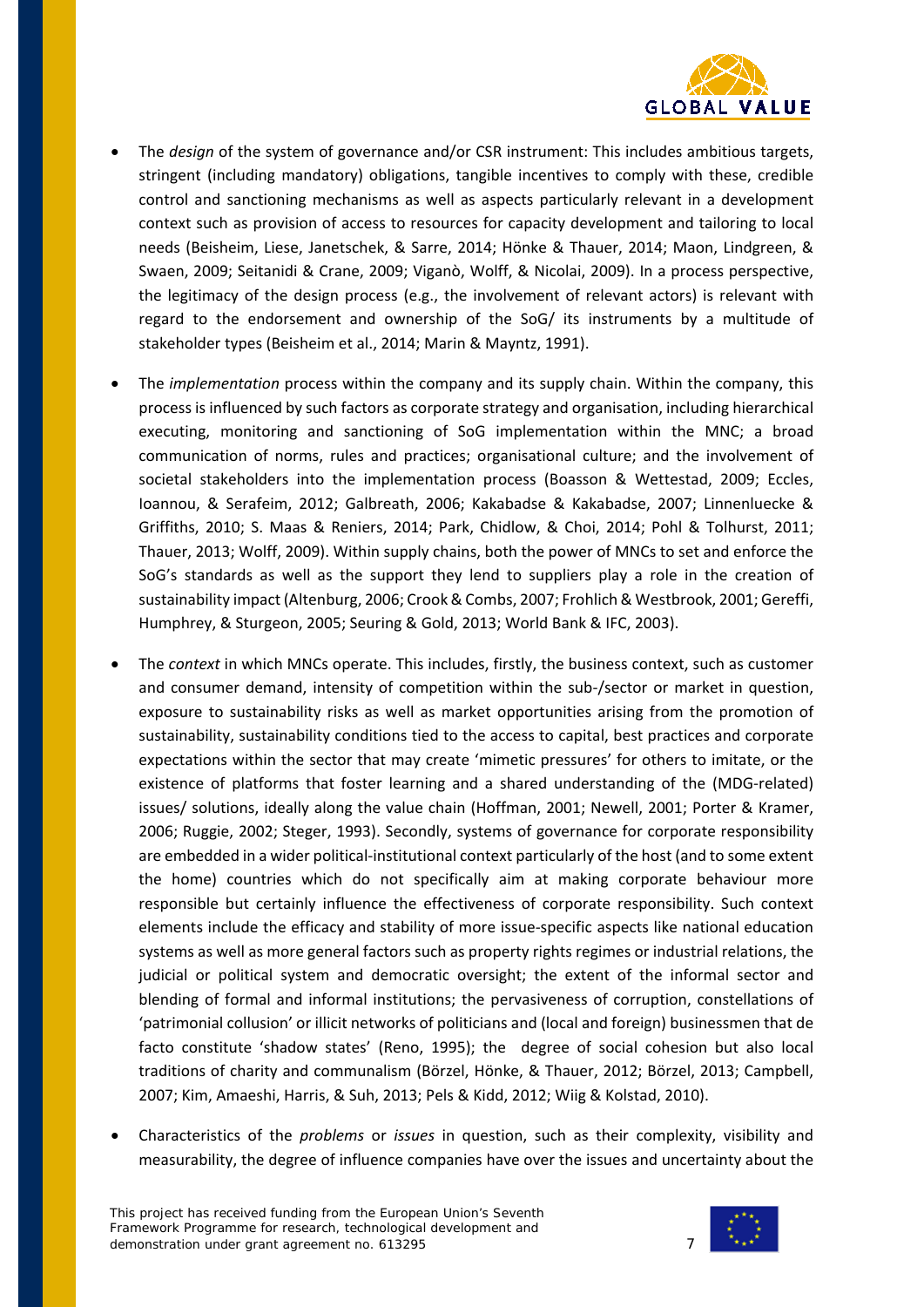- The *design* of the system of governance and/or CSR instrument: This includes ambitious targets, stringent (including mandatory) obligations, tangible incentives to comply with these, credible control and sanctioning mechanisms as well as aspects particularly relevant in a development context such as provision of access to resources for capacity development and tailoring to local needs (Beisheim, Liese, Janetschek, & Sarre, 2014; Hönke & Thauer, 2014; Maon, Lindgreen, & Swaen, 2009; Seitanidi & Crane, 2009; Viganò, Wolff, & Nicolai, 2009). In a process perspective, the legitimacy of the design process (e.g., the involvement of relevant actors) is relevant with regard to the endorsement and ownership of the SoG/ its instruments by a multitude of stakeholder types (Beisheim et al., 2014; Marin & Mayntz, 1991).

- The *implementation* process within the company and its supply chain. Within the company, this process is influenced by such factors as corporate strategy and organisation, including hierarchical executing, monitoring and sanctioning of SoG implementation within the MNC; a broad communication of norms, rules and practices; organisational culture; and the involvement of societal stakeholders into the implementation process (Boasson & Wettestad, 2009; Eccles, Ioannou, & Serafeim, 2012; Galbreath, 2006; Kakabadse & Kakabadse, 2007; Linnenluecke & Griffiths, 2010; S. Maas & Reniers, 2014; Park, Chidlow, & Choi, 2014; Pohl & Tolhurst, 2011; Thauer, 2013; Wolff, 2009). Within supply chains, both the power of MNCs to set and enforce the SoG's standards as well as the support they lend to suppliers play a role in the creation of sustainability impact (Altenburg, 2006; Crook & Combs, 2007; Frohlich & Westbrook, 2001; Gereffi, Humphrey, & Sturgeon, 2005; Seuring & Gold, 2013; World Bank & IFC, 2003).

- The *context* in which MNCs operate. This includes, firstly, the business context, such as customer and consumer demand, intensity of competition within the sub-/sector or market in question, exposure to sustainability risks as well as market opportunities arising from the promotion of sustainability, sustainability conditions tied to the access to capital, best practices and corporate expectations within the sector that may create 'mimetic pressures' for others to imitate, or the existence of platforms that foster learning and a shared understanding of the (MDG-related) issues/ solutions, ideally along the value chain (Hoffman, 2001; Newell, 2001; Porter & Kramer, 2006; Ruggie, 2002; Steger, 1993). Secondly, systems of governance for corporate responsibility are embedded in a wider political-institutional context particularly of the host (and to some extent the home) countries which do not specifically aim at making corporate behaviour more responsible but certainly influence the effectiveness of corporate responsibility. Such context elements include the efficacy and stability of more issue-specific aspects like national education systems as well as more general factors such as property rights regimes or industrial relations, the judicial or political system and democratic oversight; the extent of the informal sector and blending of formal and informal institutions; the pervasiveness of corruption, constellations of 'patrimonial collusion' or illicit networks of politicians and (local and foreign) businessmen that de facto constitute 'shadow states' (Reno, 1995); the degree of social cohesion but also local traditions of charity and communalism (Börzel, Hönke, & Thauer, 2012; Börzel, 2013; Campbell, 2007; Kim, Amaeshi, Harris, & Suh, 2013; Pels & Kidd, 2012; Wiig & Kolstad, 2010).

- Characteristics of the *problems* or *issues* in question, such as their complexity, visibility and measurability, the degree of influence companies have over the issues and uncertainty about the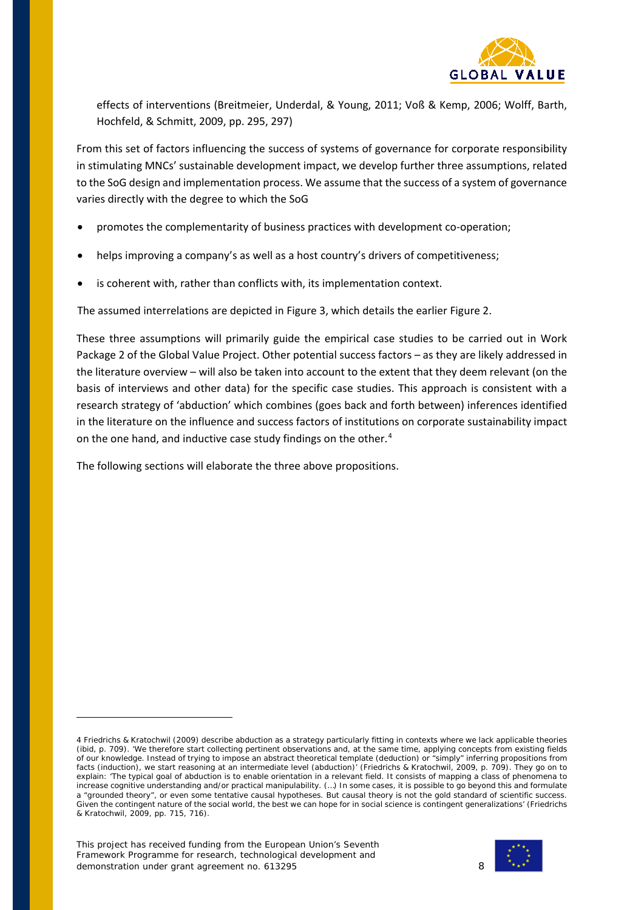effects of interventions (Breitmeier, Underdal, & Young, 2011; Voß & Kemp, 2006; Wolff, Barth, Hochfeld, & Schmitt, 2009, pp. 295, 297)

From this set of factors influencing the success of systems of governance for corporate responsibility in stimulating MNCs' sustainable development impact, we develop further three assumptions, related to the SoG design and implementation process. We assume that the success of a system of governance varies directly with the degree to which the SoG

- promotes the complementarity of business practices with development co-operation;
- helps improving a company's as well as a host country's drivers of competitiveness;
- is coherent with, rather than conflicts with, its implementation context.

The assumed interrelations are depicted in Figure 3, which details the earlier Figure 2.

These three assumptions will primarily guide the empirical case studies to be carried out in Work Package 2 of the Global Value Project. Other potential success factors – as they are likely addressed in the literature overview – will also be taken into account to the extent that they deem relevant (on the basis of interviews and other data) for the specific case studies. This approach is consistent with a research strategy of 'abduction' which combines (goes back and forth between) inferences identified in the literature on the influence and success factors of institutions on corporate sustainability impact on the one hand, and inductive case study findings on the other.[4]

The following sections will elaborate the three above propositions.

---

4 Friedrichs & Kratochwil (2009) describe abduction as a strategy particularly fitting in contexts where we lack applicable theories (ibid, p. 709). 'We therefore start collecting pertinent observations and, at the same time, applying concepts from existing fields of our knowledge. Instead of trying to impose an abstract theoretical template (deduction) or "simply" inferring propositions from facts (induction), we start reasoning at an intermediate level (abduction)' (Friedrichs & Kratochwil, 2009, p. 709). They go on to explain: 'The typical goal of abduction is to enable orientation in a relevant field. It consists of mapping a class of phenomena to increase cognitive understanding and/or practical manipulability. (…) In some cases, it is possible to go beyond this and formulate a "grounded theory", or even some tentative causal hypotheses. But causal theory is not the gold standard of scientific success. Given the contingent nature of the social world, the best we can hope for in social science is contingent generalizations' (Friedrichs & Kratochwil, 2009, pp. 715, 716).

This project has received funding from the European Union's Seventh Framework Programme for research, technological development and demonstration under grant agreement no. 613295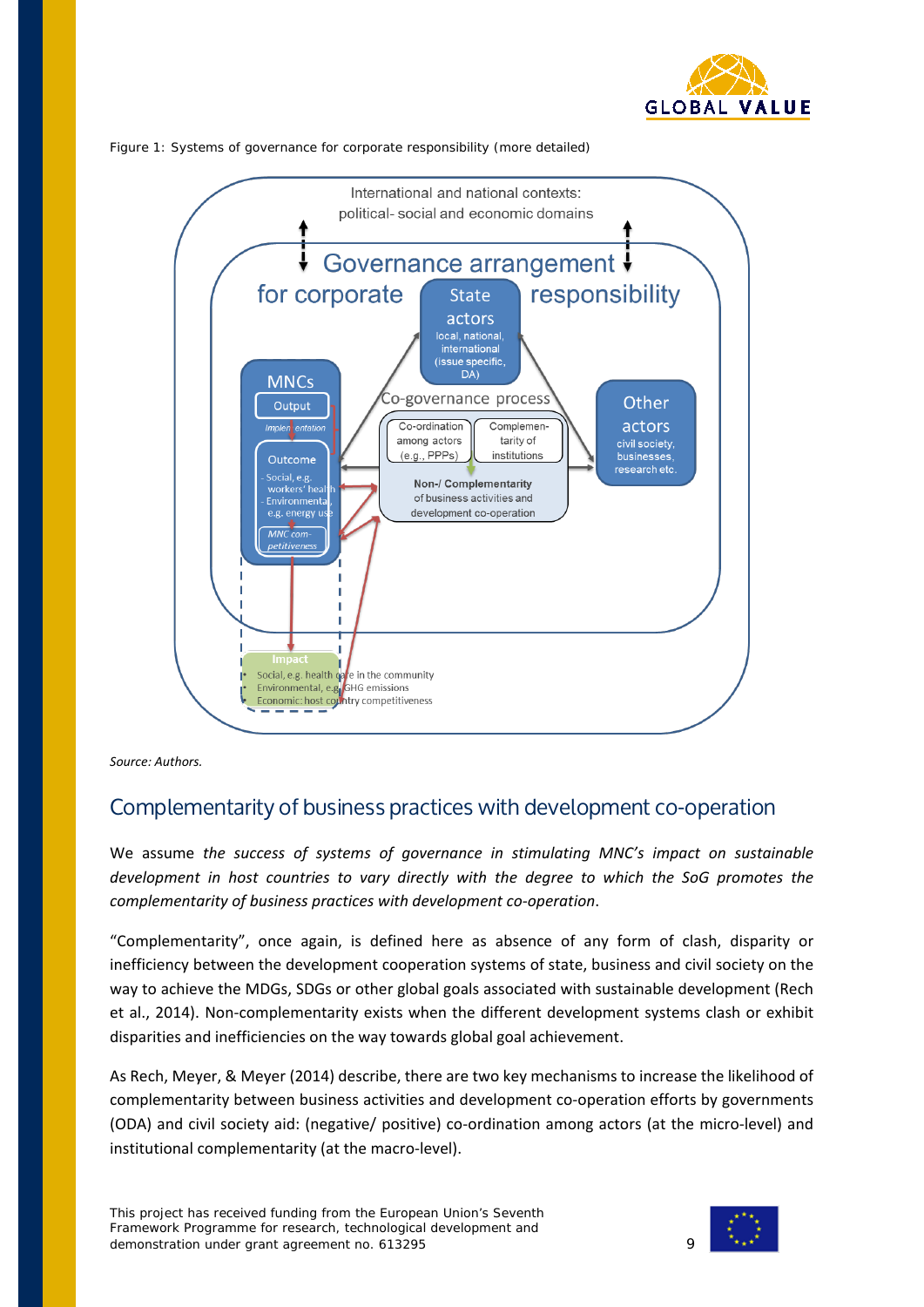Figure 1: Systems of governance for corporate responsibility (more detailed)

International and national contexts: political- social and economic domains

Governance arrangement for corporate responsibility

State actors
local, national, international (issue specific, DA)

MNCs
Output
Implementation
Outcome
- Social, e.g. workers' health
- Environmental, e.g. energy use
MNC competitiveness

Co-governance process
Co-ordination among actors (e.g., PPPs)
Complementarity of institutions
Non-/ Complementarity of business activities and development co-operation

Other actors
civil society, businesses, research etc.

Impact
- Social, e.g. health care in the community
- Environmental, e.g. GHG emissions
- Economic: host country competitiveness

*Source: Authors.*

## Complementarity of business practices with development co-operation

We assume *the success of systems of governance in stimulating MNC's impact on sustainable development in host countries to vary directly with the degree to which the SoG promotes the complementarity of business practices with development co-operation*.

"Complementarity", once again, is defined here as absence of any form of clash, disparity or inefficiency between the development cooperation systems of state, business and civil society on the way to achieve the MDGs, SDGs or other global goals associated with sustainable development (Rech et al., 2014). Non-complementarity exists when the different development systems clash or exhibit disparities and inefficiencies on the way towards global goal achievement.

As Rech, Meyer, & Meyer (2014) describe, there are two key mechanisms to increase the likelihood of complementarity between business activities and development co-operation efforts by governments (ODA) and civil society aid: (negative/ positive) co-ordination among actors (at the micro-level) and institutional complementarity (at the macro-level).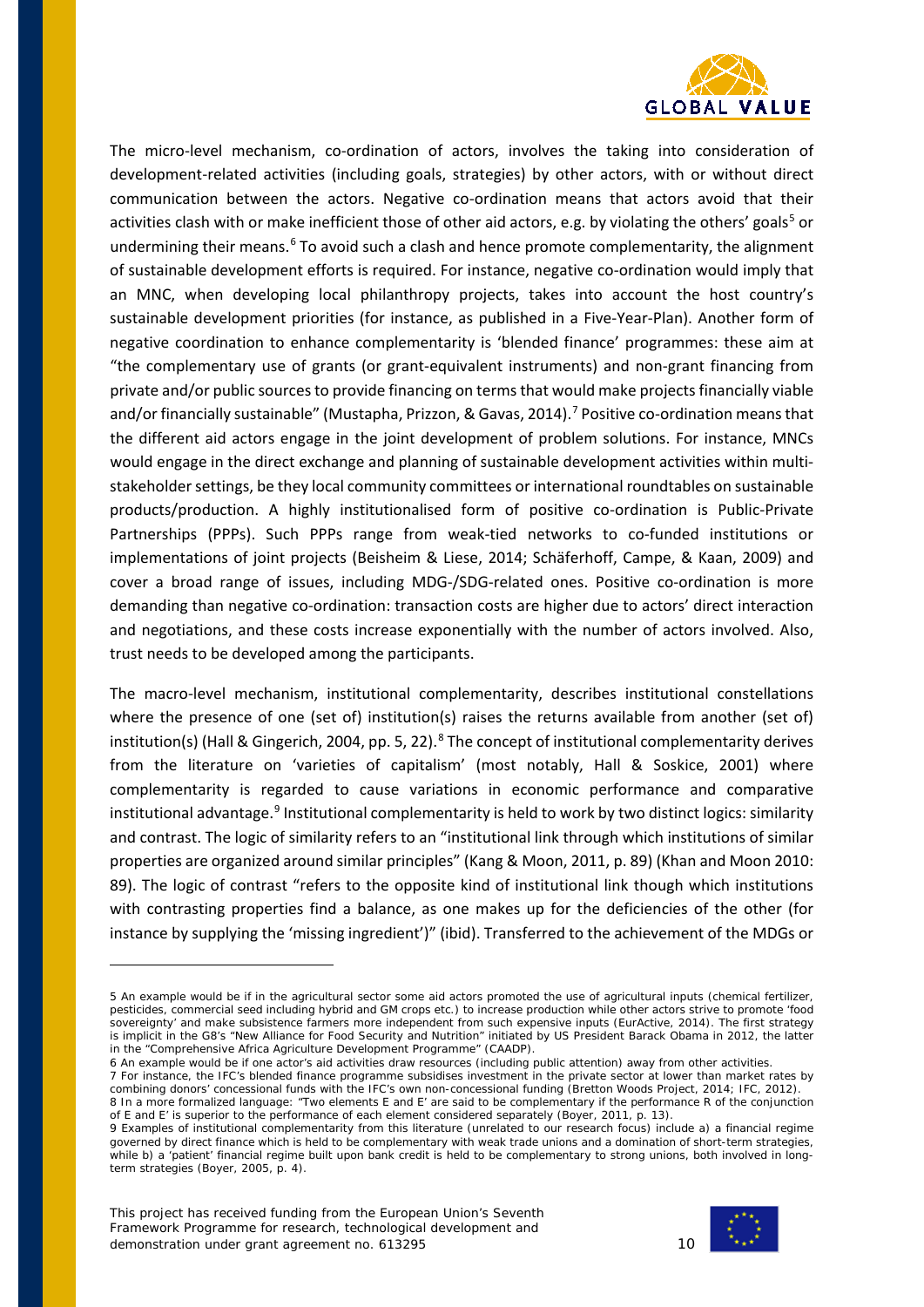The micro-level mechanism, co-ordination of actors, involves the taking into consideration of development-related activities (including goals, strategies) by other actors, with or without direct communication between the actors. Negative co-ordination means that actors avoid that their activities clash with or make inefficient those of other aid actors, e.g. by violating the others' goals[5] or undermining their means.[6] To avoid such a clash and hence promote complementarity, the alignment of sustainable development efforts is required. For instance, negative co-ordination would imply that an MNC, when developing local philanthropy projects, takes into account the host country's sustainable development priorities (for instance, as published in a Five-Year-Plan). Another form of negative coordination to enhance complementarity is 'blended finance' programmes: these aim at "the complementary use of grants (or grant-equivalent instruments) and non-grant financing from private and/or public sources to provide financing on terms that would make projects financially viable and/or financially sustainable" (Mustapha, Prizzon, & Gavas, 2014).[7] Positive co-ordination means that the different aid actors engage in the joint development of problem solutions. For instance, MNCs would engage in the direct exchange and planning of sustainable development activities within multi-stakeholder settings, be they local community committees or international roundtables on sustainable products/production. A highly institutionalised form of positive co-ordination is Public-Private Partnerships (PPPs). Such PPPs range from weak-tied networks to co-funded institutions or implementations of joint projects (Beisheim & Liese, 2014; Schäferhoff, Campe, & Kaan, 2009) and cover a broad range of issues, including MDG-/SDG-related ones. Positive co-ordination is more demanding than negative co-ordination: transaction costs are higher due to actors' direct interaction and negotiations, and these costs increase exponentially with the number of actors involved. Also, trust needs to be developed among the participants.

The macro-level mechanism, institutional complementarity, describes institutional constellations where the presence of one (set of) institution(s) raises the returns available from another (set of) institution(s) (Hall & Gingerich, 2004, pp. 5, 22).[8] The concept of institutional complementarity derives from the literature on 'varieties of capitalism' (most notably, Hall & Soskice, 2001) where complementarity is regarded to cause variations in economic performance and comparative institutional advantage.[9] Institutional complementarity is held to work by two distinct logics: similarity and contrast. The logic of similarity refers to an "institutional link through which institutions of similar properties are organized around similar principles" (Kang & Moon, 2011, p. 89) (Khan and Moon 2010: 89). The logic of contrast "refers to the opposite kind of institutional link though which institutions with contrasting properties find a balance, as one makes up for the deficiencies of the other (for instance by supplying the 'missing ingredient')" (ibid). Transferred to the achievement of the MDGs or

---

5 An example would be if in the agricultural sector some aid actors promoted the use of agricultural inputs (chemical fertilizer, pesticides, commercial seed including hybrid and GM crops etc.) to increase production while other actors strive to promote 'food sovereignty' and make subsistence farmers more independent from such expensive inputs (EurActive, 2014). The first strategy is implicit in the G8's "New Alliance for Food Security and Nutrition" initiated by US President Barack Obama in 2012, the latter in the "Comprehensive Africa Agriculture Development Programme" (CAADP).

6 An example would be if one actor's aid activities draw resources (including public attention) away from other activities.

7 For instance, the IFC's blended finance programme subsidises investment in the private sector at lower than market rates by combining donors' concessional funds with the IFC's own non-concessional funding (Bretton Woods Project, 2014; IFC, 2012).

8 In a more formalized language: "Two elements E and E' are said to be complementary if the performance R of the conjunction of E and E' is superior to the performance of each element considered separately (Boyer, 2011, p. 13).

9 Examples of institutional complementarity from this literature (unrelated to our research focus) include a) a financial regime governed by direct finance which is held to be complementary with weak trade unions and a domination of short-term strategies, while b) a 'patient' financial regime built upon bank credit is held to be complementary to strong unions, both involved in long-term strategies (Boyer, 2005, p. 4).

This project has received funding from the European Union's Seventh Framework Programme for research, technological development and demonstration under grant agreement no. 613295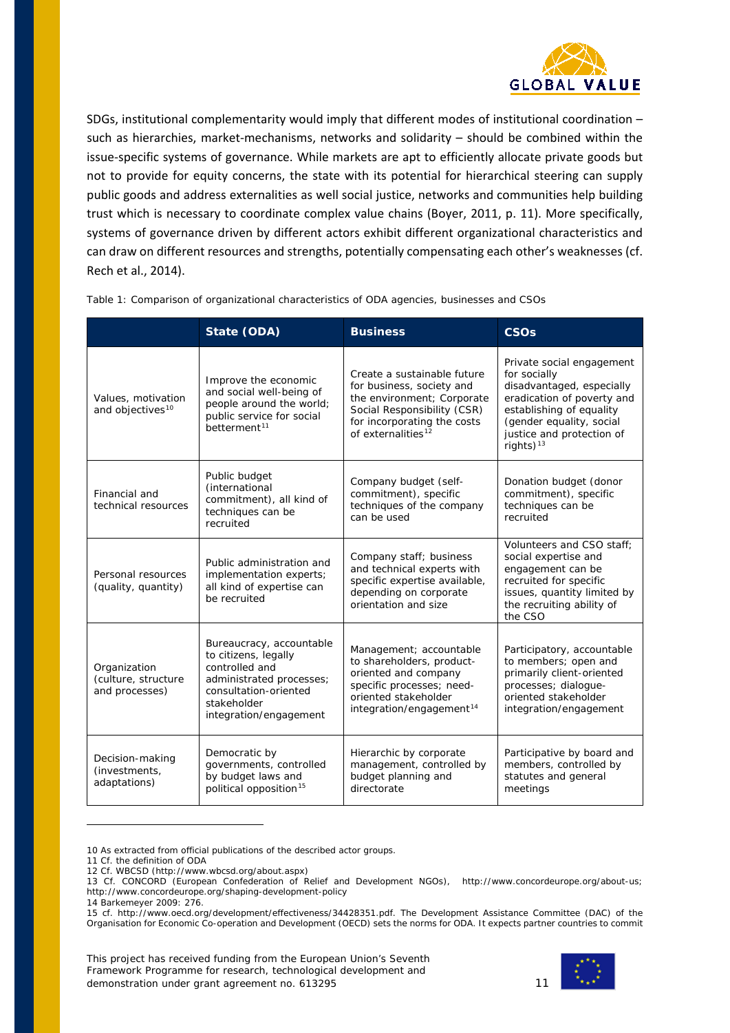SDGs, institutional complementarity would imply that different modes of institutional coordination – such as hierarchies, market-mechanisms, networks and solidarity – should be combined within the issue-specific systems of governance. While markets are apt to efficiently allocate private goods but not to provide for equity concerns, the state with its potential for hierarchical steering can supply public goods and address externalities as well social justice, networks and communities help building trust which is necessary to coordinate complex value chains (Boyer, 2011, p. 11). More specifically, systems of governance driven by different actors exhibit different organizational characteristics and can draw on different resources and strengths, potentially compensating each other's weaknesses (cf. Rech et al., 2014).

Table 1: Comparison of organizational characteristics of ODA agencies, businesses and CSOs

| | State (ODA) | Business | CSOs |
|---|---|---|---|
| Values, motivation and objectives[10] | Improve the economic and social well-being of people around the world; public service for social betterment[11] | Create a sustainable future for business, society and the environment; Corporate Social Responsibility (CSR) for incorporating the costs of externalities[12] | Private social engagement for socially disadvantaged, especially eradication of poverty and establishing of equality (gender equality, social justice and protection of rights)[13] |
| Financial and technical resources | Public budget (international commitment), all kind of techniques can be recruited | Company budget (self-commitment), specific techniques of the company can be used | Donation budget (donor commitment), specific techniques can be recruited |
| Personal resources (quality, quantity) | Public administration and implementation experts; all kind of expertise can be recruited | Company staff; business and technical experts with specific expertise available, depending on corporate orientation and size | Volunteers and CSO staff; social expertise and engagement can be recruited for specific issues, quantity limited by the recruiting ability of the CSO |
| Organization (culture, structure and processes) | Bureaucracy, accountable to citizens, legally controlled and administrated processes; consultation-oriented stakeholder integration/engagement | Management; accountable to shareholders, product-oriented and company specific processes; need-oriented stakeholder integration/engagement[14] | Participatory, accountable to members; open and primarily client-oriented processes; dialogue-oriented stakeholder integration/engagement |
| Decision-making (investments, adaptations) | Democratic by governments, controlled by budget laws and political opposition[15] | Hierarchic by corporate management, controlled by budget planning and directorate | Participative by board and members, controlled by statutes and general meetings |

10 As extracted from official publications of the described actor groups.

11 Cf. the definition of ODA

12 Cf. WBCSD (http://www.wbcsd.org/about.aspx)

13 Cf. CONCORD (European Confederation of Relief and Development NGOs), http://www.concordeurope.org/about-us; http://www.concordeurope.org/shaping-development-policy

14 Barkemeyer 2009: 276.

15 cf. http://www.oecd.org/development/effectiveness/34428351.pdf. The Development Assistance Committee (DAC) of the Organisation for Economic Co-operation and Development (OECD) sets the norms for ODA. It expects partner countries to commit

This project has received funding from the European Union's Seventh Framework Programme for research, technological development and demonstration under grant agreement no. 613295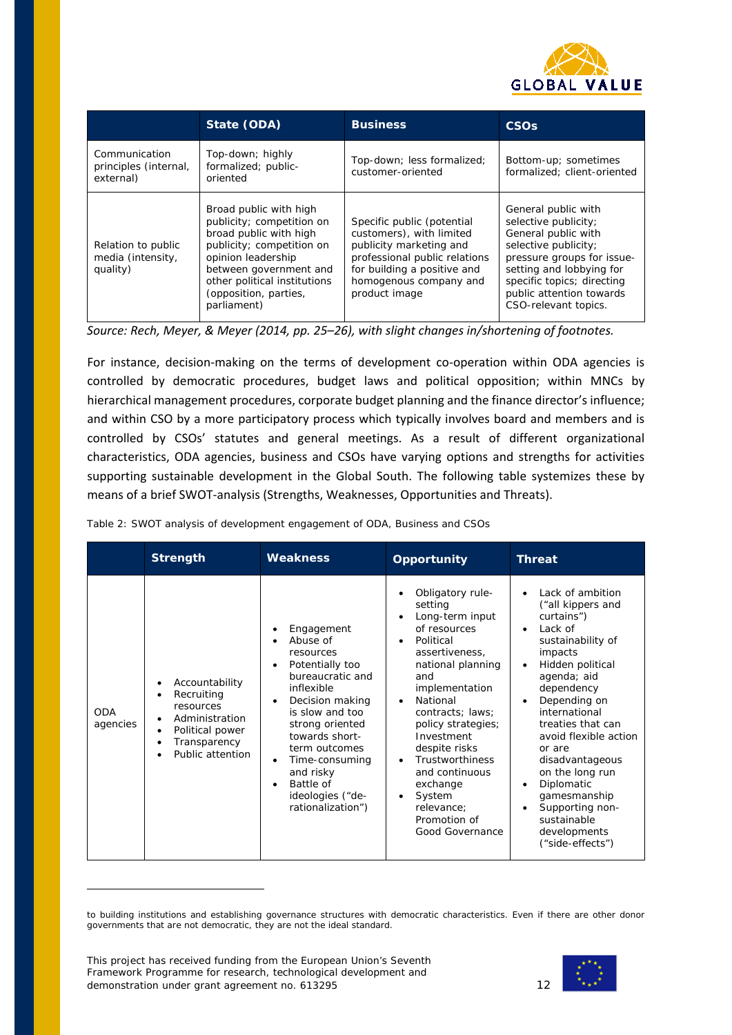| | State (ODA) | Business | CSOs |
|---|---|---|---|
| Communication principles (internal, external) | Top-down; highly formalized; public-oriented | Top-down; less formalized; customer-oriented | Bottom-up; sometimes formalized; client-oriented |
| Relation to public media (intensity, quality) | Broad public with high publicity; competition on broad public with high publicity; competition on opinion leadership between government and other political institutions (opposition, parties, parliament) | Specific public (potential customers), with limited publicity marketing and professional public relations for building a positive and homogenous company and product image | General public with selective publicity; General public with selective publicity; pressure groups for issue-setting and lobbying for specific topics; directing public attention towards CSO-relevant topics. |

*Source: Rech, Meyer, & Meyer (2014, pp. 25–26), with slight changes in/shortening of footnotes.*

For instance, decision-making on the terms of development co-operation within ODA agencies is controlled by democratic procedures, budget laws and political opposition; within MNCs by hierarchical management procedures, corporate budget planning and the finance director's influence; and within CSO by a more participatory process which typically involves board and members and is controlled by CSOs' statutes and general meetings. As a result of different organizational characteristics, ODA agencies, business and CSOs have varying options and strengths for activities supporting sustainable development in the Global South. The following table systemizes these by means of a brief SWOT-analysis (Strengths, Weaknesses, Opportunities and Threats).

Table 2: SWOT analysis of development engagement of ODA, Business and CSOs

| | Strength | Weakness | Opportunity | Threat |
|---|---|---|---|---|
| ODA agencies | • Accountability<br>• Recruiting resources<br>• Administration<br>• Political power<br>• Transparency<br>• Public attention | • Engagement<br>• Abuse of resources<br>• Potentially too bureaucratic and inflexible<br>• Decision making is slow and too strong oriented towards short-term outcomes<br>• Time-consuming and risky<br>• Battle of ideologies ("de-rationalization") | • Obligatory rule-setting<br>• Long-term input of resources<br>• Political assertiveness, national planning and implementation<br>• National contracts; laws; policy strategies; Investment despite risks<br>• Trustworthiness and continuous exchange<br>• System relevance; Promotion of Good Governance | • Lack of ambition ("all kippers and curtains")<br>• Lack of sustainability of impacts<br>• Hidden political agenda; aid dependency<br>• Depending on international treaties that can avoid flexible action or are disadvantageous on the long run<br>• Diplomatic gamesmanship<br>• Supporting non-sustainable developments ("side-effects") |

to building institutions and establishing governance structures with democratic characteristics. Even if there are other donor governments that are not democratic, they are not the ideal standard.

This project has received funding from the European Union's Seventh Framework Programme for research, technological development and demonstration under grant agreement no. 613295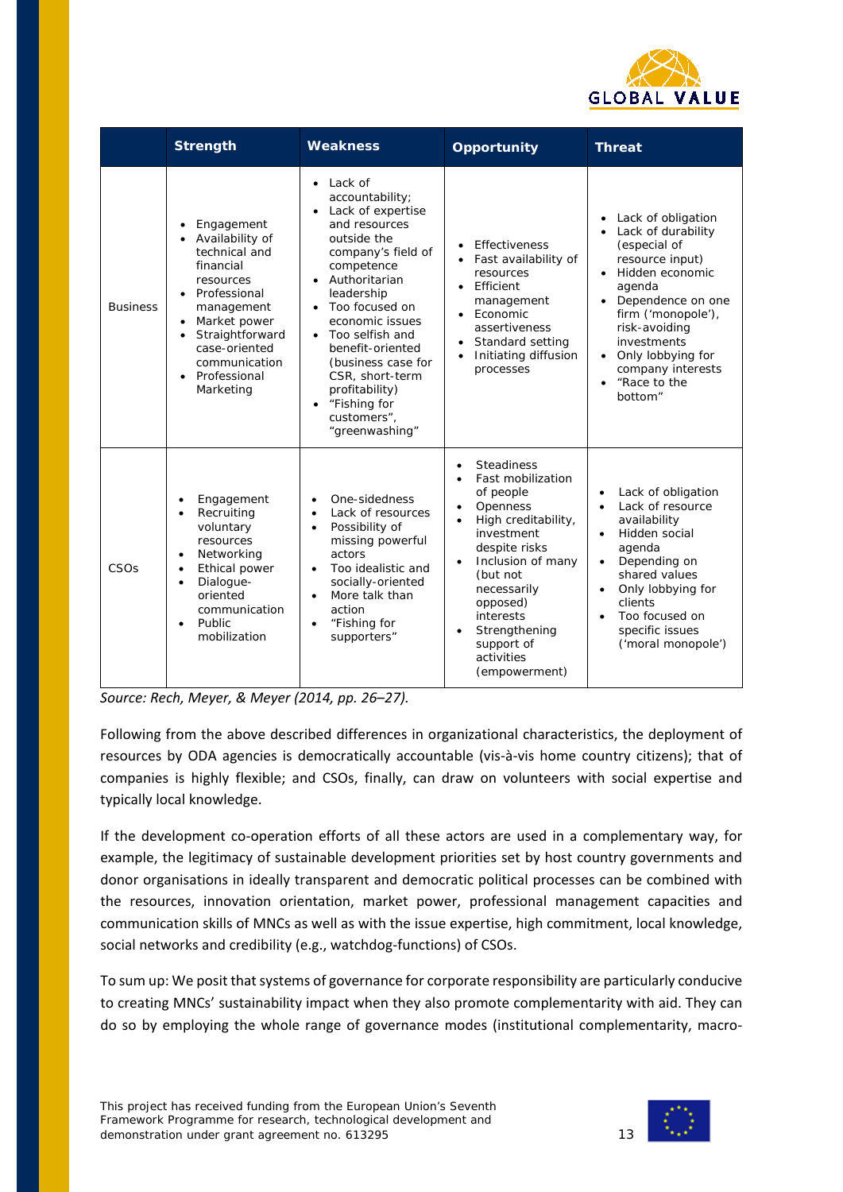| | Strength | Weakness | Opportunity | Threat |
|---|---|---|---|---|
| Business | • Engagement<br>• Availability of technical and financial resources<br>• Professional management<br>• Market power<br>• Straightforward case-oriented communication<br>• Professional Marketing | • Lack of accountability;<br>• Lack of expertise and resources outside the company's field of competence<br>• Authoritarian leadership<br>• Too focused on economic issues<br>• Too selfish and benefit-oriented (business case for CSR, short-term profitability)<br>• "Fishing for customers", "greenwashing" | • Effectiveness<br>• Fast availability of resources<br>• Efficient management<br>• Economic assertiveness<br>• Standard setting<br>• Initiating diffusion processes | • Lack of obligation<br>• Lack of durability (especial of resource input)<br>• Hidden economic agenda<br>• Dependence on one firm ('monopole'), risk-avoiding investments<br>• Only lobbying for company interests<br>• "Race to the bottom" |
| CSOs | • Engagement<br>• Recruiting voluntary resources<br>• Networking<br>• Ethical power<br>• Dialogue-oriented communication<br>• Public mobilization | • One-sidedness<br>• Lack of resources<br>• Possibility of missing powerful actors<br>• Too idealistic and socially-oriented<br>• More talk than action<br>• "Fishing for supporters" | • Steadiness<br>• Fast mobilization of people<br>• Openness<br>• High creditability, investment despite risks<br>• Inclusion of many (but not necessarily opposed) interests<br>• Strengthening support of activities (empowerment) | • Lack of obligation<br>• Lack of resource availability<br>• Hidden social agenda<br>• Depending on shared values<br>• Only lobbying for clients<br>• Too focused on specific issues ('moral monopole') |

*Source: Rech, Meyer, & Meyer (2014, pp. 26–27).*

Following from the above described differences in organizational characteristics, the deployment of resources by ODA agencies is democratically accountable (vis-à-vis home country citizens); that of companies is highly flexible; and CSOs, finally, can draw on volunteers with social expertise and typically local knowledge.

If the development co-operation efforts of all these actors are used in a complementary way, for example, the legitimacy of sustainable development priorities set by host country governments and donor organisations in ideally transparent and democratic political processes can be combined with the resources, innovation orientation, market power, professional management capacities and communication skills of MNCs as well as with the issue expertise, high commitment, local knowledge, social networks and credibility (e.g., watchdog-functions) of CSOs.

To sum up: We posit that systems of governance for corporate responsibility are particularly conducive to creating MNCs' sustainability impact when they also promote complementarity with aid. They can do so by employing the whole range of governance modes (institutional complementarity, macro-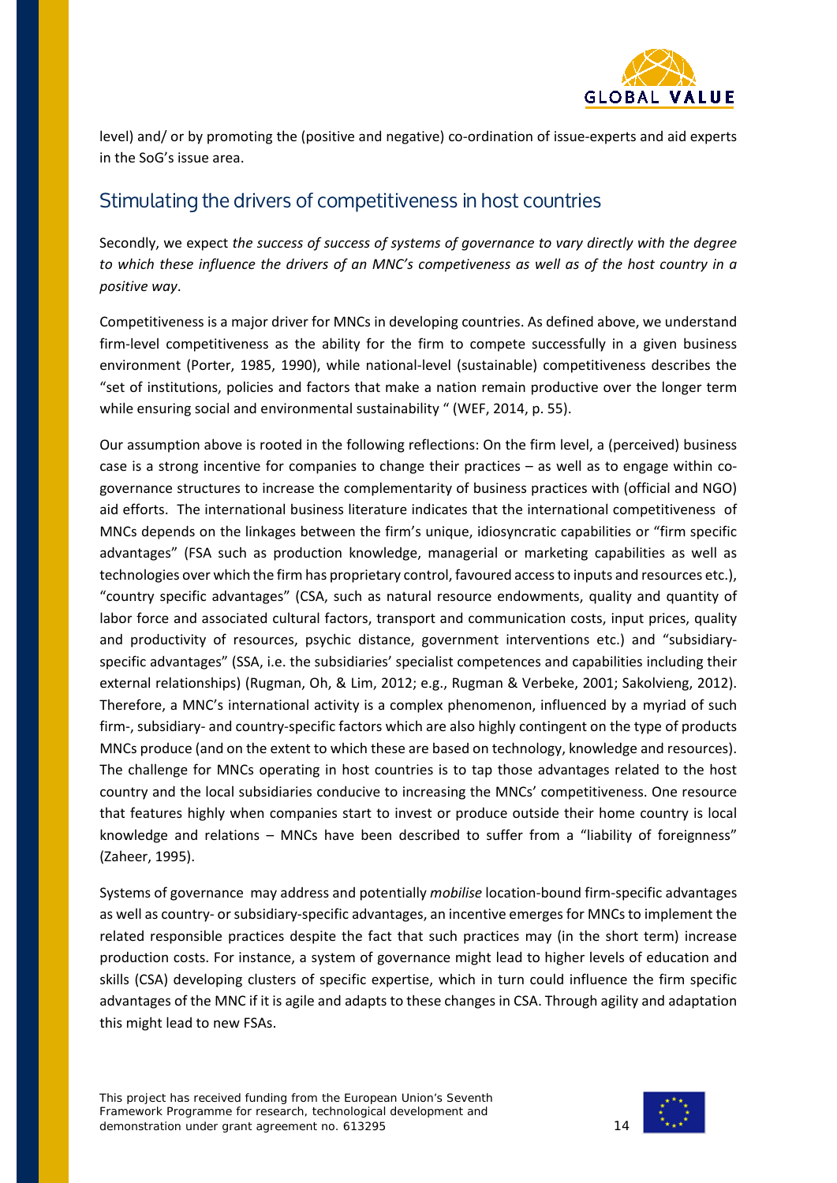level) and/ or by promoting the (positive and negative) co-ordination of issue-experts and aid experts in the SoG's issue area.

## Stimulating the drivers of competitiveness in host countries

Secondly, we expect *the success of success of systems of governance to vary directly with the degree to which these influence the drivers of an MNC's competiveness as well as of the host country in a positive way*.

Competitiveness is a major driver for MNCs in developing countries. As defined above, we understand firm-level competitiveness as the ability for the firm to compete successfully in a given business environment (Porter, 1985, 1990), while national-level (sustainable) competitiveness describes the "set of institutions, policies and factors that make a nation remain productive over the longer term while ensuring social and environmental sustainability " (WEF, 2014, p. 55).

Our assumption above is rooted in the following reflections: On the firm level, a (perceived) business case is a strong incentive for companies to change their practices – as well as to engage within co-governance structures to increase the complementarity of business practices with (official and NGO) aid efforts. The international business literature indicates that the international competitiveness of MNCs depends on the linkages between the firm's unique, idiosyncratic capabilities or "firm specific advantages" (FSA such as production knowledge, managerial or marketing capabilities as well as technologies over which the firm has proprietary control, favoured access to inputs and resources etc.), "country specific advantages" (CSA, such as natural resource endowments, quality and quantity of labor force and associated cultural factors, transport and communication costs, input prices, quality and productivity of resources, psychic distance, government interventions etc.) and "subsidiary-specific advantages" (SSA, i.e. the subsidiaries' specialist competences and capabilities including their external relationships) (Rugman, Oh, & Lim, 2012; e.g., Rugman & Verbeke, 2001; Sakolvieng, 2012). Therefore, a MNC's international activity is a complex phenomenon, influenced by a myriad of such firm-, subsidiary- and country-specific factors which are also highly contingent on the type of products MNCs produce (and on the extent to which these are based on technology, knowledge and resources). The challenge for MNCs operating in host countries is to tap those advantages related to the host country and the local subsidiaries conducive to increasing the MNCs' competitiveness. One resource that features highly when companies start to invest or produce outside their home country is local knowledge and relations – MNCs have been described to suffer from a "liability of foreignness" (Zaheer, 1995).

Systems of governance may address and potentially *mobilise* location-bound firm-specific advantages as well as country- or subsidiary-specific advantages, an incentive emerges for MNCs to implement the related responsible practices despite the fact that such practices may (in the short term) increase production costs. For instance, a system of governance might lead to higher levels of education and skills (CSA) developing clusters of specific expertise, which in turn could influence the firm specific advantages of the MNC if it is agile and adapts to these changes in CSA. Through agility and adaptation this might lead to new FSAs.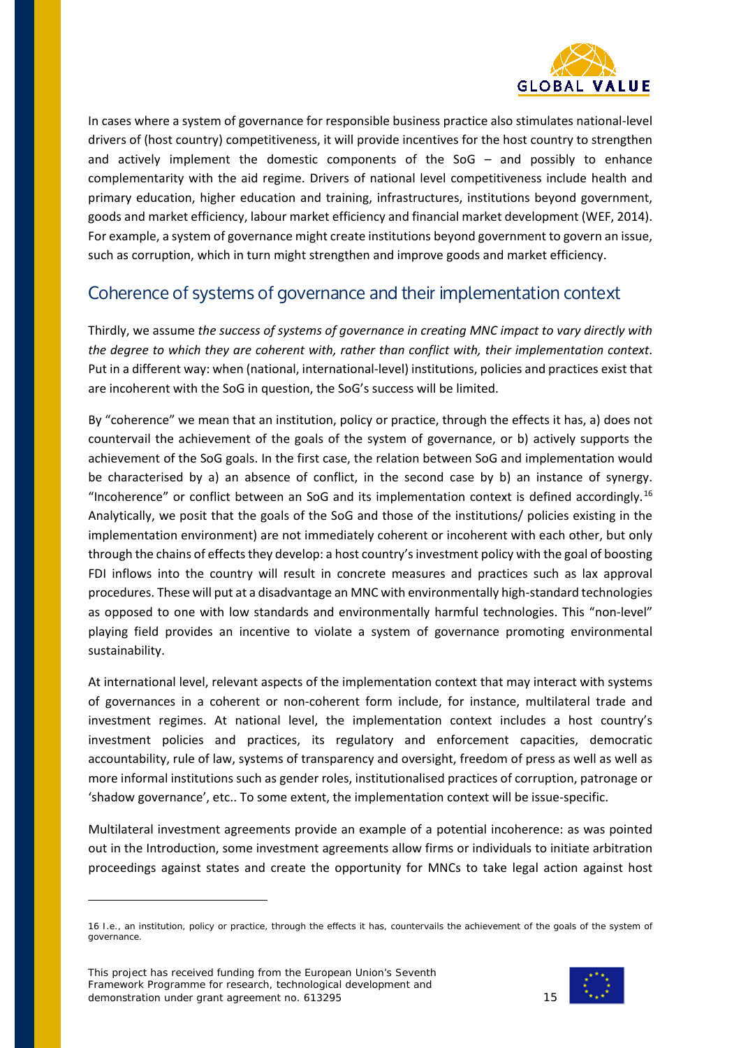In cases where a system of governance for responsible business practice also stimulates national-level drivers of (host country) competitiveness, it will provide incentives for the host country to strengthen and actively implement the domestic components of the SoG – and possibly to enhance complementarity with the aid regime. Drivers of national level competitiveness include health and primary education, higher education and training, infrastructures, institutions beyond government, goods and market efficiency, labour market efficiency and financial market development (WEF, 2014). For example, a system of governance might create institutions beyond government to govern an issue, such as corruption, which in turn might strengthen and improve goods and market efficiency.

## Coherence of systems of governance and their implementation context

Thirdly, we assume *the success of systems of governance in creating MNC impact to vary directly with the degree to which they are coherent with, rather than conflict with, their implementation context*. Put in a different way: when (national, international-level) institutions, policies and practices exist that are incoherent with the SoG in question, the SoG's success will be limited.

By "coherence" we mean that an institution, policy or practice, through the effects it has, a) does not countervail the achievement of the goals of the system of governance, or b) actively supports the achievement of the SoG goals. In the first case, the relation between SoG and implementation would be characterised by a) an absence of conflict, in the second case by b) an instance of synergy. "Incoherence" or conflict between an SoG and its implementation context is defined accordingly.[16] Analytically, we posit that the goals of the SoG and those of the institutions/ policies existing in the implementation environment) are not immediately coherent or incoherent with each other, but only through the chains of effects they develop: a host country's investment policy with the goal of boosting FDI inflows into the country will result in concrete measures and practices such as lax approval procedures. These will put at a disadvantage an MNC with environmentally high-standard technologies as opposed to one with low standards and environmentally harmful technologies. This "non-level" playing field provides an incentive to violate a system of governance promoting environmental sustainability.

At international level, relevant aspects of the implementation context that may interact with systems of governances in a coherent or non-coherent form include, for instance, multilateral trade and investment regimes. At national level, the implementation context includes a host country's investment policies and practices, its regulatory and enforcement capacities, democratic accountability, rule of law, systems of transparency and oversight, freedom of press as well as well as more informal institutions such as gender roles, institutionalised practices of corruption, patronage or 'shadow governance', etc.. To some extent, the implementation context will be issue-specific.

Multilateral investment agreements provide an example of a potential incoherence: as was pointed out in the Introduction, some investment agreements allow firms or individuals to initiate arbitration proceedings against states and create the opportunity for MNCs to take legal action against host

---

16 I.e., an institution, policy or practice, through the effects it has, countervails the achievement of the goals of the system of governance.

This project has received funding from the European Union's Seventh Framework Programme for research, technological development and demonstration under grant agreement no. 613295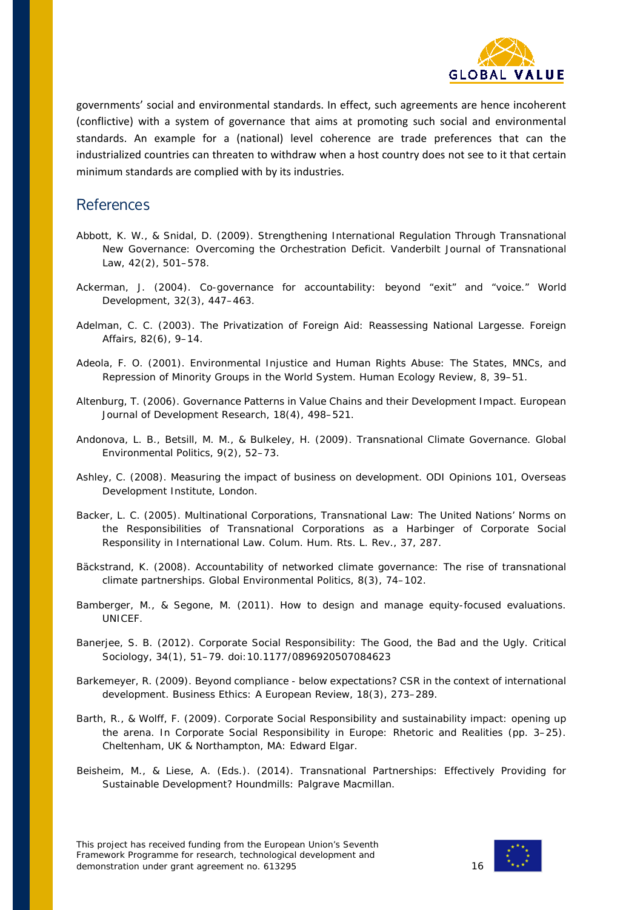governments' social and environmental standards. In effect, such agreements are hence incoherent (conflictive) with a system of governance that aims at promoting such social and environmental standards. An example for a (national) level coherence are trade preferences that can the industrialized countries can threaten to withdraw when a host country does not see to it that certain minimum standards are complied with by its industries.

## References

Abbott, K. W., & Snidal, D. (2009). Strengthening International Regulation Through Transnational New Governance: Overcoming the Orchestration Deficit. Vanderbilt Journal of Transnational Law, 42(2), 501–578.

Ackerman, J. (2004). Co-governance for accountability: beyond "exit" and "voice." World Development, 32(3), 447–463.

Adelman, C. C. (2003). The Privatization of Foreign Aid: Reassessing National Largesse. Foreign Affairs, 82(6), 9–14.

Adeola, F. O. (2001). Environmental Injustice and Human Rights Abuse: The States, MNCs, and Repression of Minority Groups in the World System. Human Ecology Review, 8, 39–51.

Altenburg, T. (2006). Governance Patterns in Value Chains and their Development Impact. European Journal of Development Research, 18(4), 498–521.

Andonova, L. B., Betsill, M. M., & Bulkeley, H. (2009). Transnational Climate Governance. Global Environmental Politics, 9(2), 52–73.

Ashley, C. (2008). Measuring the impact of business on development. ODI Opinions 101, Overseas Development Institute, London.

Backer, L. C. (2005). Multinational Corporations, Transnational Law: The United Nations' Norms on the Responsibilities of Transnational Corporations as a Harbinger of Corporate Social Responsibility in International Law. Colum. Hum. Rts. L. Rev., 37, 287.

Bäckstrand, K. (2008). Accountability of networked climate governance: The rise of transnational climate partnerships. Global Environmental Politics, 8(3), 74–102.

Bamberger, M., & Segone, M. (2011). How to design and manage equity-focused evaluations. UNICEF.

Banerjee, S. B. (2012). Corporate Social Responsibility: The Good, the Bad and the Ugly. Critical Sociology, 34(1), 51–79. doi:10.1177/0896920507084623

Barkemeyer, R. (2009). Beyond compliance - below expectations? CSR in the context of international development. Business Ethics: A European Review, 18(3), 273–289.

Barth, R., & Wolff, F. (2009). Corporate Social Responsibility and sustainability impact: opening up the arena. In Corporate Social Responsibility in Europe: Rhetoric and Realities (pp. 3–25). Cheltenham, UK & Northampton, MA: Edward Elgar.

Beisheim, M., & Liese, A. (Eds.). (2014). Transnational Partnerships: Effectively Providing for Sustainable Development? Houndmills: Palgrave Macmillan.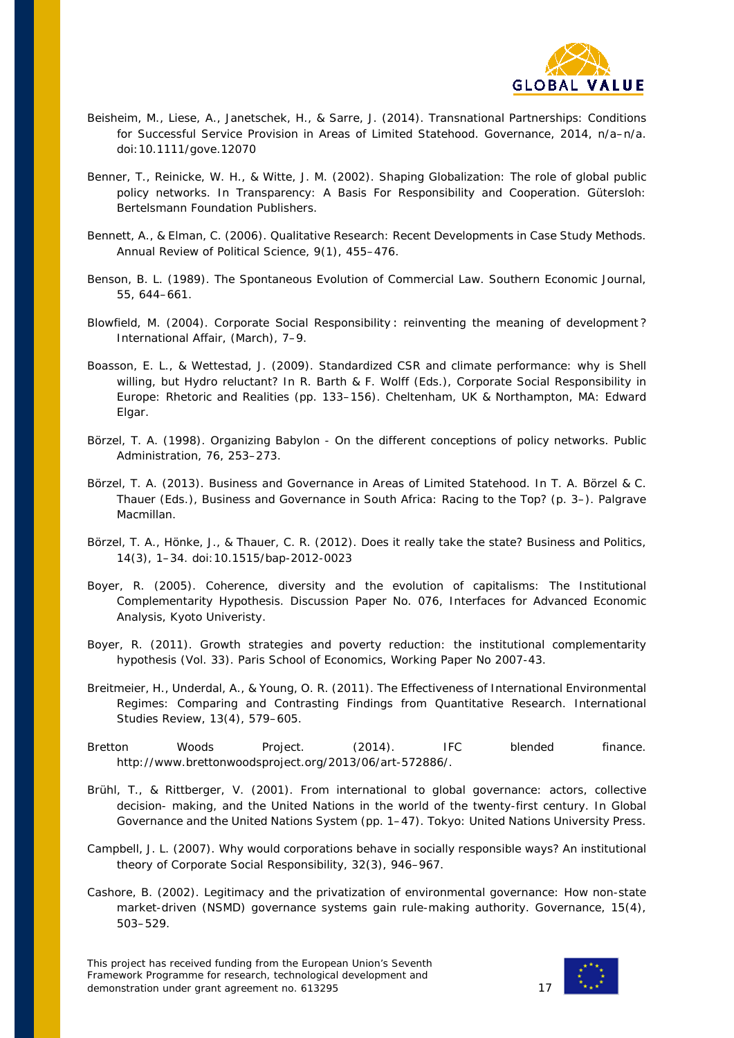Beisheim, M., Liese, A., Janetschek, H., & Sarre, J. (2014). Transnational Partnerships: Conditions for Successful Service Provision in Areas of Limited Statehood. Governance, 2014, n/a–n/a. doi:10.1111/gove.12070

Benner, T., Reinicke, W. H., & Witte, J. M. (2002). Shaping Globalization: The role of global public policy networks. In Transparency: A Basis For Responsibility and Cooperation. Gütersloh: Bertelsmann Foundation Publishers.

Bennett, A., & Elman, C. (2006). Qualitative Research: Recent Developments in Case Study Methods. Annual Review of Political Science, 9(1), 455–476.

Benson, B. L. (1989). The Spontaneous Evolution of Commercial Law. Southern Economic Journal, 55, 644–661.

Blowfield, M. (2004). Corporate Social Responsibility : reinventing the meaning of development ? International Affair, (March), 7–9.

Boasson, E. L., & Wettestad, J. (2009). Standardized CSR and climate performance: why is Shell willing, but Hydro reluctant? In R. Barth & F. Wolff (Eds.), Corporate Social Responsibility in Europe: Rhetoric and Realities (pp. 133–156). Cheltenham, UK & Northampton, MA: Edward Elgar.

Börzel, T. A. (1998). Organizing Babylon - On the different conceptions of policy networks. Public Administration, 76, 253–273.

Börzel, T. A. (2013). Business and Governance in Areas of Limited Statehood. In T. A. Börzel & C. Thauer (Eds.), Business and Governance in South Africa: Racing to the Top? (p. 3–). Palgrave Macmillan.

Börzel, T. A., Hönke, J., & Thauer, C. R. (2012). Does it really take the state? Business and Politics, 14(3), 1–34. doi:10.1515/bap-2012-0023

Boyer, R. (2005). Coherence, diversity and the evolution of capitalisms: The Institutional Complementarity Hypothesis. Discussion Paper No. 076, Interfaces for Advanced Economic Analysis, Kyoto Univeristy.

Boyer, R. (2011). Growth strategies and poverty reduction: the institutional complementarity hypothesis (Vol. 33). Paris School of Economics, Working Paper No 2007-43.

Breitmeier, H., Underdal, A., & Young, O. R. (2011). The Effectiveness of International Environmental Regimes: Comparing and Contrasting Findings from Quantitative Research. International Studies Review, 13(4), 579–605.

Bretton Woods Project. (2014). IFC blended finance. http://www.brettonwoodsproject.org/2013/06/art-572886/.

Brühl, T., & Rittberger, V. (2001). From international to global governance: actors, collective decision- making, and the United Nations in the world of the twenty-first century. In Global Governance and the United Nations System (pp. 1–47). Tokyo: United Nations University Press.

Campbell, J. L. (2007). Why would corporations behave in socially responsible ways? An institutional theory of Corporate Social Responsibility, 32(3), 946–967.

Cashore, B. (2002). Legitimacy and the privatization of environmental governance: How non-state market-driven (NSMD) governance systems gain rule-making authority. Governance, 15(4), 503–529.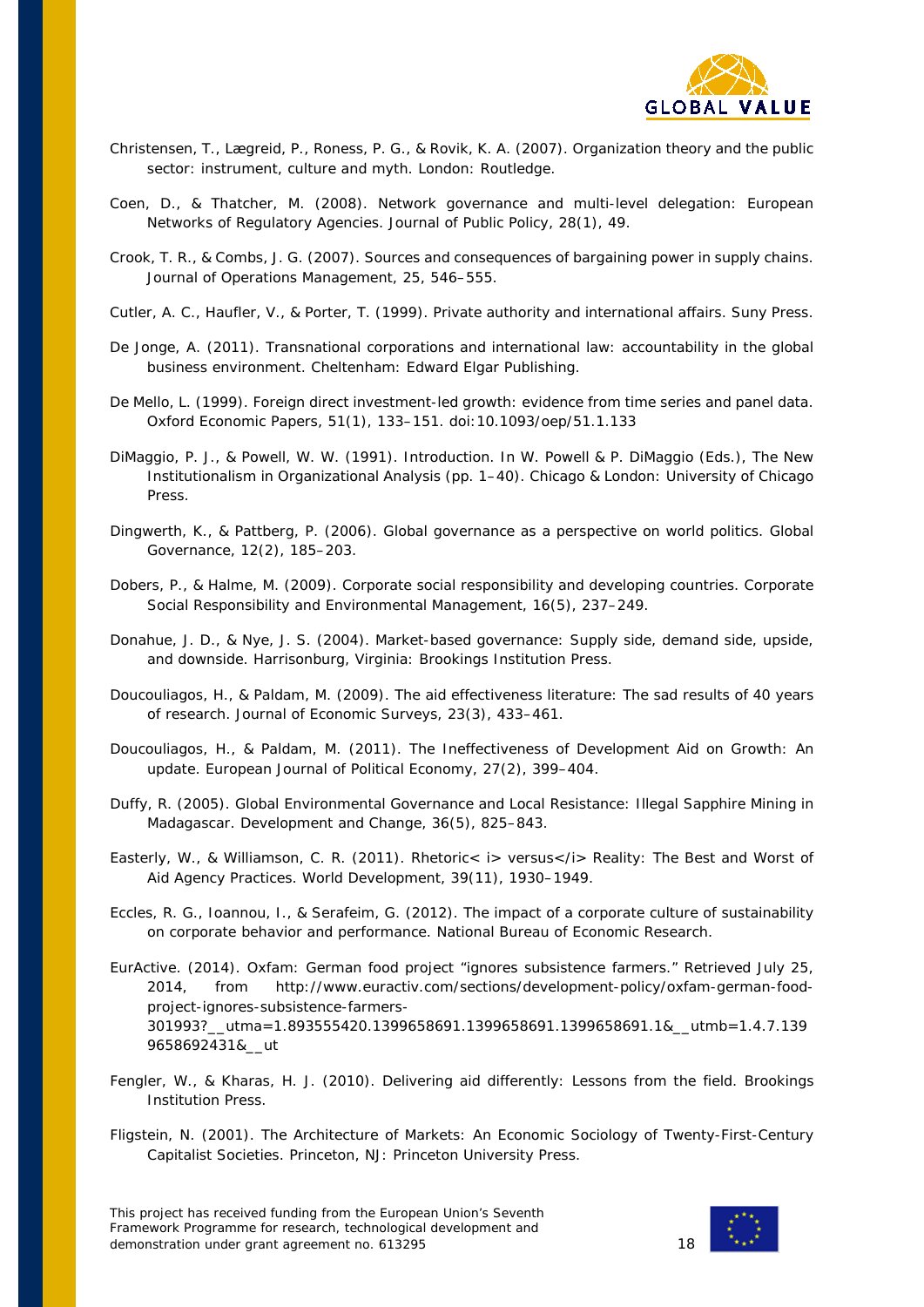Christensen, T., Lægreid, P., Roness, P. G., & Rovik, K. A. (2007). Organization theory and the public sector: instrument, culture and myth. London: Routledge.

Coen, D., & Thatcher, M. (2008). Network governance and multi-level delegation: European Networks of Regulatory Agencies. Journal of Public Policy, 28(1), 49.

Crook, T. R., & Combs, J. G. (2007). Sources and consequences of bargaining power in supply chains. Journal of Operations Management, 25, 546–555.

Cutler, A. C., Haufler, V., & Porter, T. (1999). Private authority and international affairs. Suny Press.

De Jonge, A. (2011). Transnational corporations and international law: accountability in the global business environment. Cheltenham: Edward Elgar Publishing.

De Mello, L. (1999). Foreign direct investment-led growth: evidence from time series and panel data. Oxford Economic Papers, 51(1), 133–151. doi:10.1093/oep/51.1.133

DiMaggio, P. J., & Powell, W. W. (1991). Introduction. In W. Powell & P. DiMaggio (Eds.), The New Institutionalism in Organizational Analysis (pp. 1–40). Chicago & London: University of Chicago Press.

Dingwerth, K., & Pattberg, P. (2006). Global governance as a perspective on world politics. Global Governance, 12(2), 185–203.

Dobers, P., & Halme, M. (2009). Corporate social responsibility and developing countries. Corporate Social Responsibility and Environmental Management, 16(5), 237–249.

Donahue, J. D., & Nye, J. S. (2004). Market-based governance: Supply side, demand side, upside, and downside. Harrisonburg, Virginia: Brookings Institution Press.

Doucouliagos, H., & Paldam, M. (2009). The aid effectiveness literature: The sad results of 40 years of research. Journal of Economic Surveys, 23(3), 433–461.

Doucouliagos, H., & Paldam, M. (2011). The Ineffectiveness of Development Aid on Growth: An update. European Journal of Political Economy, 27(2), 399–404.

Duffy, R. (2005). Global Environmental Governance and Local Resistance: Illegal Sapphire Mining in Madagascar. Development and Change, 36(5), 825–843.

Easterly, W., & Williamson, C. R. (2011). Rhetoric< i> versus</i> Reality: The Best and Worst of Aid Agency Practices. World Development, 39(11), 1930–1949.

Eccles, R. G., Ioannou, I., & Serafeim, G. (2012). The impact of a corporate culture of sustainability on corporate behavior and performance. National Bureau of Economic Research.

EurActive. (2014). Oxfam: German food project "ignores subsistence farmers." Retrieved July 25, 2014, from http://www.euractiv.com/sections/development-policy/oxfam-german-food-project-ignores-subsistence-farmers-301993?__utma=1.893555420.1399658691.1399658691.1399658691.1&__utmb=1.4.7.1399658692431&__ut

Fengler, W., & Kharas, H. J. (2010). Delivering aid differently: Lessons from the field. Brookings Institution Press.

Fligstein, N. (2001). The Architecture of Markets: An Economic Sociology of Twenty-First-Century Capitalist Societies. Princeton, NJ: Princeton University Press.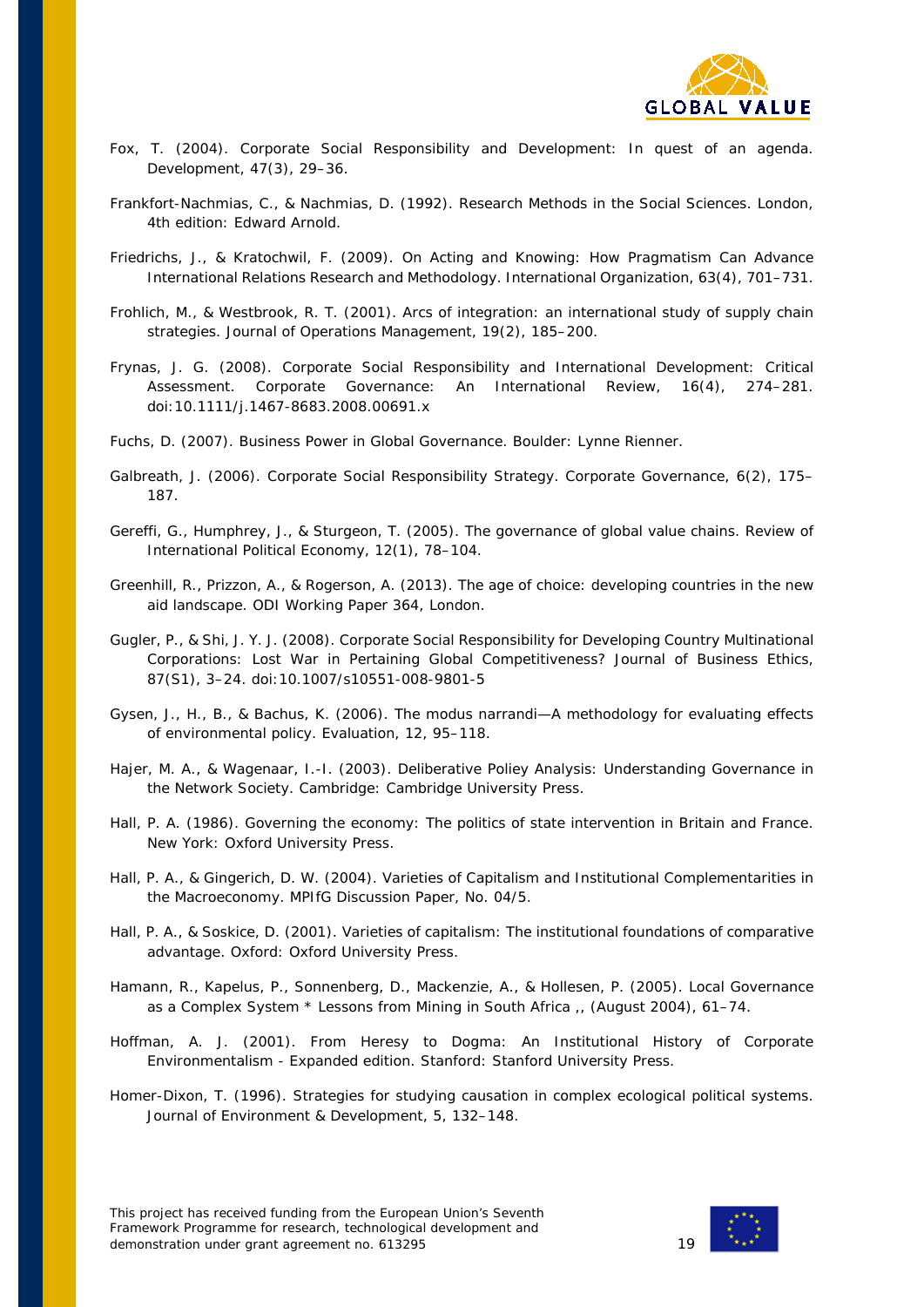Fox, T. (2004). Corporate Social Responsibility and Development: In quest of an agenda. Development, 47(3), 29–36.

Frankfort-Nachmias, C., & Nachmias, D. (1992). Research Methods in the Social Sciences. London, 4th edition: Edward Arnold.

Friedrichs, J., & Kratochwil, F. (2009). On Acting and Knowing: How Pragmatism Can Advance International Relations Research and Methodology. International Organization, 63(4), 701–731.

Frohlich, M., & Westbrook, R. T. (2001). Arcs of integration: an international study of supply chain strategies. Journal of Operations Management, 19(2), 185–200.

Frynas, J. G. (2008). Corporate Social Responsibility and International Development: Critical Assessment. Corporate Governance: An International Review, 16(4), 274–281. doi:10.1111/j.1467-8683.2008.00691.x

Fuchs, D. (2007). Business Power in Global Governance. Boulder: Lynne Rienner.

Galbreath, J. (2006). Corporate Social Responsibility Strategy. Corporate Governance, 6(2), 175–187.

Gereffi, G., Humphrey, J., & Sturgeon, T. (2005). The governance of global value chains. Review of International Political Economy, 12(1), 78–104.

Greenhill, R., Prizzon, A., & Rogerson, A. (2013). The age of choice: developing countries in the new aid landscape. ODI Working Paper 364, London.

Gugler, P., & Shi, J. Y. J. (2008). Corporate Social Responsibility for Developing Country Multinational Corporations: Lost War in Pertaining Global Competitiveness? Journal of Business Ethics, 87(S1), 3–24. doi:10.1007/s10551-008-9801-5

Gysen, J., H., B., & Bachus, K. (2006). The modus narrandi—A methodology for evaluating effects of environmental policy. Evaluation, 12, 95–118.

Hajer, M. A., & Wagenaar, I.-I. (2003). Deliberative Poliey Analysis: Understanding Governance in the Network Society. Cambridge: Cambridge University Press.

Hall, P. A. (1986). Governing the economy: The politics of state intervention in Britain and France. New York: Oxford University Press.

Hall, P. A., & Gingerich, D. W. (2004). Varieties of Capitalism and Institutional Complementarities in the Macroeconomy. MPIfG Discussion Paper, No. 04/5.

Hall, P. A., & Soskice, D. (2001). Varieties of capitalism: The institutional foundations of comparative advantage. Oxford: Oxford University Press.

Hamann, R., Kapelus, P., Sonnenberg, D., Mackenzie, A., & Hollesen, P. (2005). Local Governance as a Complex System * Lessons from Mining in South Africa ,, (August 2004), 61–74.

Hoffman, A. J. (2001). From Heresy to Dogma: An Institutional History of Corporate Environmentalism - Expanded edition. Stanford: Stanford University Press.

Homer-Dixon, T. (1996). Strategies for studying causation in complex ecological political systems. Journal of Environment & Development, 5, 132–148.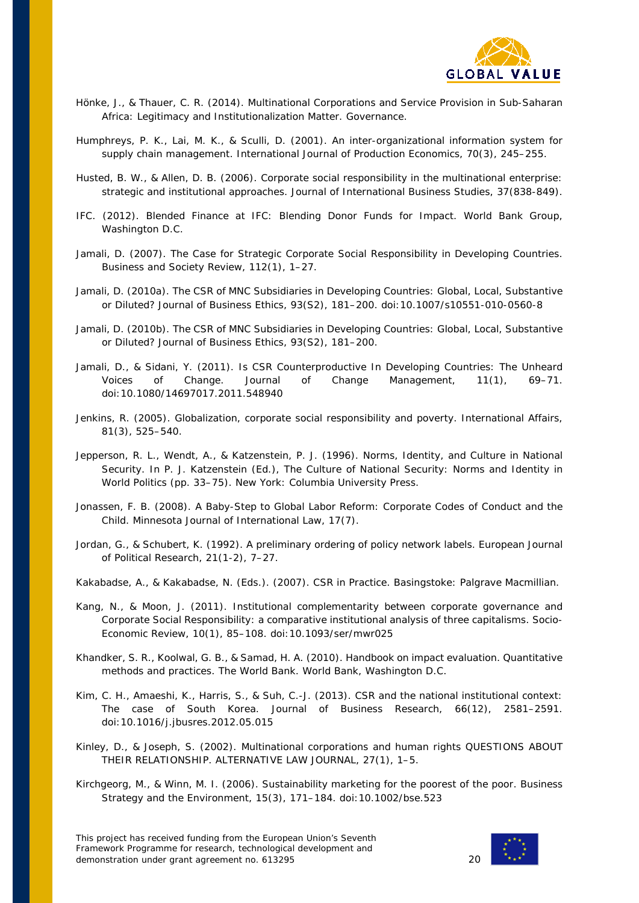Hönke, J., & Thauer, C. R. (2014). Multinational Corporations and Service Provision in Sub-Saharan Africa: Legitimacy and Institutionalization Matter. Governance.

Humphreys, P. K., Lai, M. K., & Sculli, D. (2001). An inter-organizational information system for supply chain management. International Journal of Production Economics, 70(3), 245–255.

Husted, B. W., & Allen, D. B. (2006). Corporate social responsibility in the multinational enterprise: strategic and institutional approaches. Journal of International Business Studies, 37(838-849).

IFC. (2012). Blended Finance at IFC: Blending Donor Funds for Impact. World Bank Group, Washington D.C.

Jamali, D. (2007). The Case for Strategic Corporate Social Responsibility in Developing Countries. Business and Society Review, 112(1), 1–27.

Jamali, D. (2010a). The CSR of MNC Subsidiaries in Developing Countries: Global, Local, Substantive or Diluted? Journal of Business Ethics, 93(S2), 181–200. doi:10.1007/s10551-010-0560-8

Jamali, D. (2010b). The CSR of MNC Subsidiaries in Developing Countries: Global, Local, Substantive or Diluted? Journal of Business Ethics, 93(S2), 181–200.

Jamali, D., & Sidani, Y. (2011). Is CSR Counterproductive In Developing Countries: The Unheard Voices of Change. Journal of Change Management, 11(1), 69–71. doi:10.1080/14697017.2011.548940

Jenkins, R. (2005). Globalization, corporate social responsibility and poverty. International Affairs, 81(3), 525–540.

Jepperson, R. L., Wendt, A., & Katzenstein, P. J. (1996). Norms, Identity, and Culture in National Security. In P. J. Katzenstein (Ed.), The Culture of National Security: Norms and Identity in World Politics (pp. 33–75). New York: Columbia University Press.

Jonassen, F. B. (2008). A Baby-Step to Global Labor Reform: Corporate Codes of Conduct and the Child. Minnesota Journal of International Law, 17(7).

Jordan, G., & Schubert, K. (1992). A preliminary ordering of policy network labels. European Journal of Political Research, 21(1-2), 7–27.

Kakabadse, A., & Kakabadse, N. (Eds.). (2007). CSR in Practice. Basingstoke: Palgrave Macmillian.

Kang, N., & Moon, J. (2011). Institutional complementarity between corporate governance and Corporate Social Responsibility: a comparative institutional analysis of three capitalisms. Socio-Economic Review, 10(1), 85–108. doi:10.1093/ser/mwr025

Khandker, S. R., Koolwal, G. B., & Samad, H. A. (2010). Handbook on impact evaluation. Quantitative methods and practices. The World Bank. World Bank, Washington D.C.

Kim, C. H., Amaeshi, K., Harris, S., & Suh, C.-J. (2013). CSR and the national institutional context: The case of South Korea. Journal of Business Research, 66(12), 2581–2591. doi:10.1016/j.jbusres.2012.05.015

Kinley, D., & Joseph, S. (2002). Multinational corporations and human rights QUESTIONS ABOUT THEIR RELATIONSHIP. ALTERNATIVE LAW JOURNAL, 27(1), 1–5.

Kirchgeorg, M., & Winn, M. I. (2006). Sustainability marketing for the poorest of the poor. Business Strategy and the Environment, 15(3), 171–184. doi:10.1002/bse.523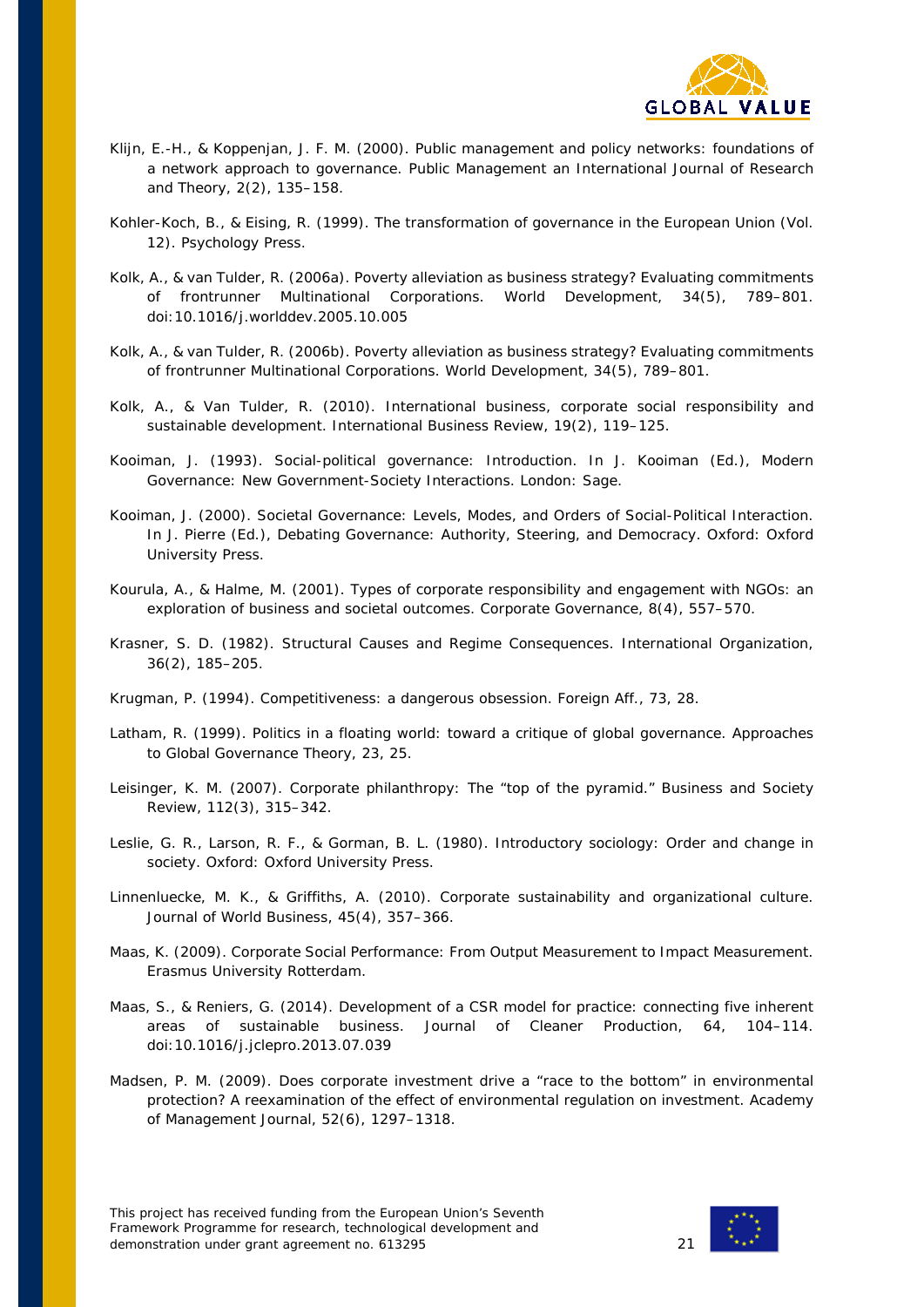Klijn, E.-H., & Koppenjan, J. F. M. (2000). Public management and policy networks: foundations of a network approach to governance. Public Management an International Journal of Research and Theory, 2(2), 135–158.

Kohler-Koch, B., & Eising, R. (1999). The transformation of governance in the European Union (Vol. 12). Psychology Press.

Kolk, A., & van Tulder, R. (2006a). Poverty alleviation as business strategy? Evaluating commitments of frontrunner Multinational Corporations. World Development, 34(5), 789–801. doi:10.1016/j.worlddev.2005.10.005

Kolk, A., & van Tulder, R. (2006b). Poverty alleviation as business strategy? Evaluating commitments of frontrunner Multinational Corporations. World Development, 34(5), 789–801.

Kolk, A., & Van Tulder, R. (2010). International business, corporate social responsibility and sustainable development. International Business Review, 19(2), 119–125.

Kooiman, J. (1993). Social-political governance: Introduction. In J. Kooiman (Ed.), Modern Governance: New Government-Society Interactions. London: Sage.

Kooiman, J. (2000). Societal Governance: Levels, Modes, and Orders of Social-Political Interaction. In J. Pierre (Ed.), Debating Governance: Authority, Steering, and Democracy. Oxford: Oxford University Press.

Kourula, A., & Halme, M. (2001). Types of corporate responsibility and engagement with NGOs: an exploration of business and societal outcomes. Corporate Governance, 8(4), 557–570.

Krasner, S. D. (1982). Structural Causes and Regime Consequences. International Organization, 36(2), 185–205.

Krugman, P. (1994). Competitiveness: a dangerous obsession. Foreign Aff., 73, 28.

Latham, R. (1999). Politics in a floating world: toward a critique of global governance. Approaches to Global Governance Theory, 23, 25.

Leisinger, K. M. (2007). Corporate philanthropy: The "top of the pyramid." Business and Society Review, 112(3), 315–342.

Leslie, G. R., Larson, R. F., & Gorman, B. L. (1980). Introductory sociology: Order and change in society. Oxford: Oxford University Press.

Linnenluecke, M. K., & Griffiths, A. (2010). Corporate sustainability and organizational culture. Journal of World Business, 45(4), 357–366.

Maas, K. (2009). Corporate Social Performance: From Output Measurement to Impact Measurement. Erasmus University Rotterdam.

Maas, S., & Reniers, G. (2014). Development of a CSR model for practice: connecting five inherent areas of sustainable business. Journal of Cleaner Production, 64, 104–114. doi:10.1016/j.jclepro.2013.07.039

Madsen, P. M. (2009). Does corporate investment drive a "race to the bottom" in environmental protection? A reexamination of the effect of environmental regulation on investment. Academy of Management Journal, 52(6), 1297–1318.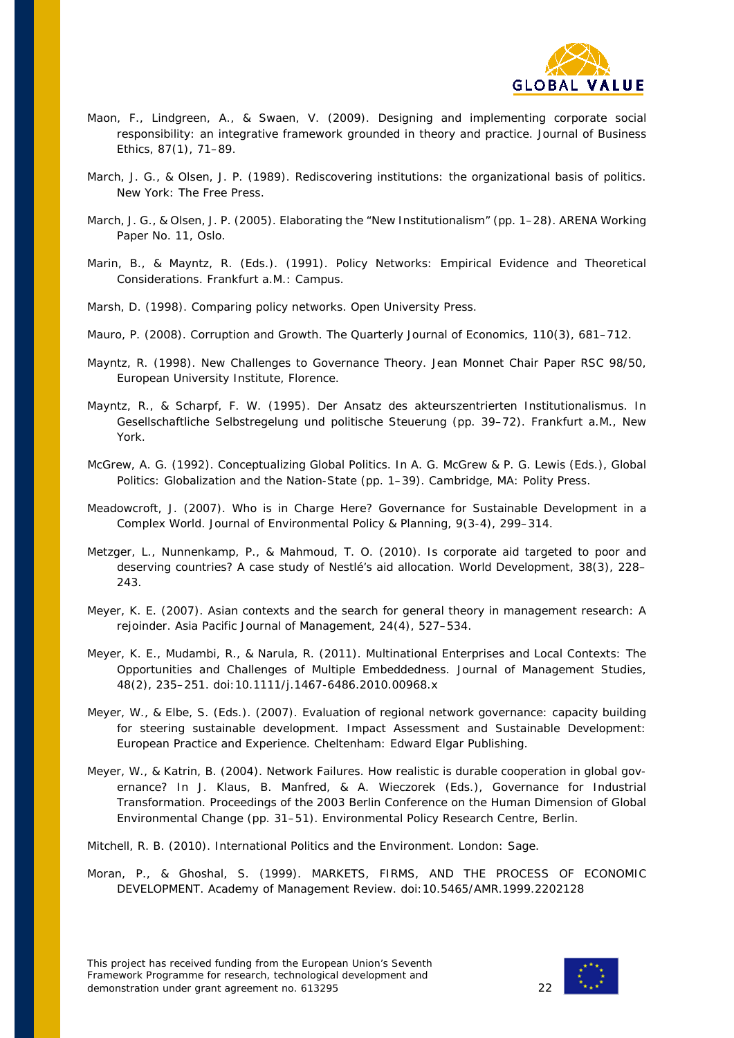Maon, F., Lindgreen, A., & Swaen, V. (2009). Designing and implementing corporate social responsibility: an integrative framework grounded in theory and practice. Journal of Business Ethics, 87(1), 71–89.

March, J. G., & Olsen, J. P. (1989). Rediscovering institutions: the organizational basis of politics. New York: The Free Press.

March, J. G., & Olsen, J. P. (2005). Elaborating the "New Institutionalism" (pp. 1–28). ARENA Working Paper No. 11, Oslo.

Marin, B., & Mayntz, R. (Eds.). (1991). Policy Networks: Empirical Evidence and Theoretical Considerations. Frankfurt a.M.: Campus.

Marsh, D. (1998). Comparing policy networks. Open University Press.

Mauro, P. (2008). Corruption and Growth. The Quarterly Journal of Economics, 110(3), 681–712.

Mayntz, R. (1998). New Challenges to Governance Theory. Jean Monnet Chair Paper RSC 98/50, European University Institute, Florence.

Mayntz, R., & Scharpf, F. W. (1995). Der Ansatz des akteurszentrierten Institutionalismus. In Gesellschaftliche Selbstregelung und politische Steuerung (pp. 39–72). Frankfurt a.M., New York.

McGrew, A. G. (1992). Conceptualizing Global Politics. In A. G. McGrew & P. G. Lewis (Eds.), Global Politics: Globalization and the Nation-State (pp. 1–39). Cambridge, MA: Polity Press.

Meadowcroft, J. (2007). Who is in Charge Here? Governance for Sustainable Development in a Complex World. Journal of Environmental Policy & Planning, 9(3-4), 299–314.

Metzger, L., Nunnenkamp, P., & Mahmoud, T. O. (2010). Is corporate aid targeted to poor and deserving countries? A case study of Nestlé's aid allocation. World Development, 38(3), 228–243.

Meyer, K. E. (2007). Asian contexts and the search for general theory in management research: A rejoinder. Asia Pacific Journal of Management, 24(4), 527–534.

Meyer, K. E., Mudambi, R., & Narula, R. (2011). Multinational Enterprises and Local Contexts: The Opportunities and Challenges of Multiple Embeddedness. Journal of Management Studies, 48(2), 235–251. doi:10.1111/j.1467-6486.2010.00968.x

Meyer, W., & Elbe, S. (Eds.). (2007). Evaluation of regional network governance: capacity building for steering sustainable development. Impact Assessment and Sustainable Development: European Practice and Experience. Cheltenham: Edward Elgar Publishing.

Meyer, W., & Katrin, B. (2004). Network Failures. How realistic is durable cooperation in global governance? In J. Klaus, B. Manfred, & A. Wieczorek (Eds.), Governance for Industrial Transformation. Proceedings of the 2003 Berlin Conference on the Human Dimension of Global Environmental Change (pp. 31–51). Environmental Policy Research Centre, Berlin.

Mitchell, R. B. (2010). International Politics and the Environment. London: Sage.

Moran, P., & Ghoshal, S. (1999). MARKETS, FIRMS, AND THE PROCESS OF ECONOMIC DEVELOPMENT. Academy of Management Review. doi:10.5465/AMR.1999.2202128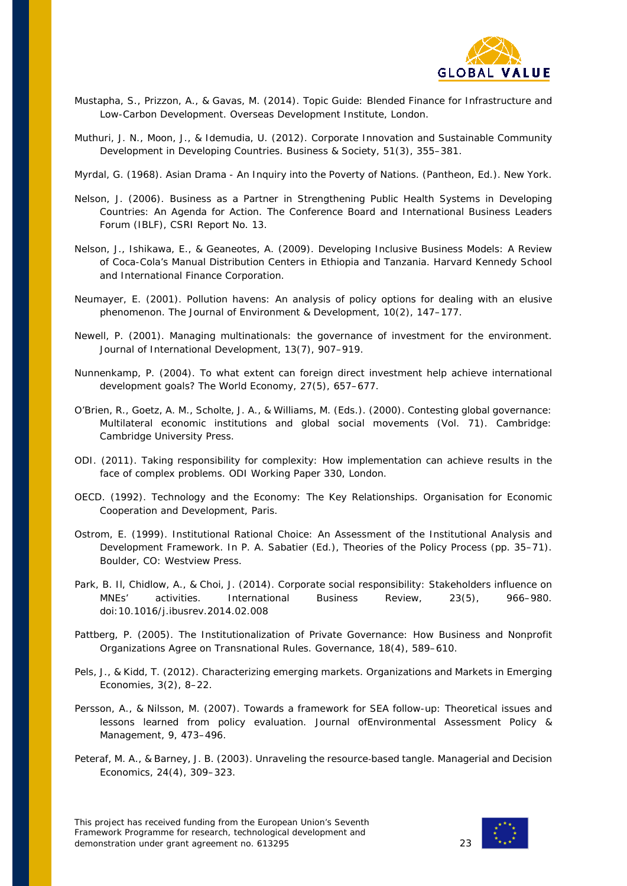Mustapha, S., Prizzon, A., & Gavas, M. (2014). Topic Guide: Blended Finance for Infrastructure and Low-Carbon Development. Overseas Development Institute, London.

Muthuri, J. N., Moon, J., & Idemudia, U. (2012). Corporate Innovation and Sustainable Community Development in Developing Countries. Business & Society, 51(3), 355–381.

Myrdal, G. (1968). Asian Drama - An Inquiry into the Poverty of Nations. (Pantheon, Ed.). New York.

Nelson, J. (2006). Business as a Partner in Strengthening Public Health Systems in Developing Countries: An Agenda for Action. The Conference Board and International Business Leaders Forum (IBLF), CSRI Report No. 13.

Nelson, J., Ishikawa, E., & Geaneotes, A. (2009). Developing Inclusive Business Models: A Review of Coca-Cola's Manual Distribution Centers in Ethiopia and Tanzania. Harvard Kennedy School and International Finance Corporation.

Neumayer, E. (2001). Pollution havens: An analysis of policy options for dealing with an elusive phenomenon. The Journal of Environment & Development, 10(2), 147–177.

Newell, P. (2001). Managing multinationals: the governance of investment for the environment. Journal of International Development, 13(7), 907–919.

Nunnenkamp, P. (2004). To what extent can foreign direct investment help achieve international development goals? The World Economy, 27(5), 657–677.

O'Brien, R., Goetz, A. M., Scholte, J. A., & Williams, M. (Eds.). (2000). Contesting global governance: Multilateral economic institutions and global social movements (Vol. 71). Cambridge: Cambridge University Press.

ODI. (2011). Taking responsibility for complexity: How implementation can achieve results in the face of complex problems. ODI Working Paper 330, London.

OECD. (1992). Technology and the Economy: The Key Relationships. Organisation for Economic Cooperation and Development, Paris.

Ostrom, E. (1999). Institutional Rational Choice: An Assessment of the Institutional Analysis and Development Framework. In P. A. Sabatier (Ed.), Theories of the Policy Process (pp. 35–71). Boulder, CO: Westview Press.

Park, B. Il, Chidlow, A., & Choi, J. (2014). Corporate social responsibility: Stakeholders influence on MNEs' activities. International Business Review, 23(5), 966–980. doi:10.1016/j.ibusrev.2014.02.008

Pattberg, P. (2005). The Institutionalization of Private Governance: How Business and Nonprofit Organizations Agree on Transnational Rules. Governance, 18(4), 589–610.

Pels, J., & Kidd, T. (2012). Characterizing emerging markets. Organizations and Markets in Emerging Economies, 3(2), 8–22.

Persson, A., & Nilsson, M. (2007). Towards a framework for SEA follow-up: Theoretical issues and lessons learned from policy evaluation. Journal ofEnvironmental Assessment Policy & Management, 9, 473–496.

Peteraf, M. A., & Barney, J. B. (2003). Unraveling the resource-based tangle. Managerial and Decision Economics, 24(4), 309–323.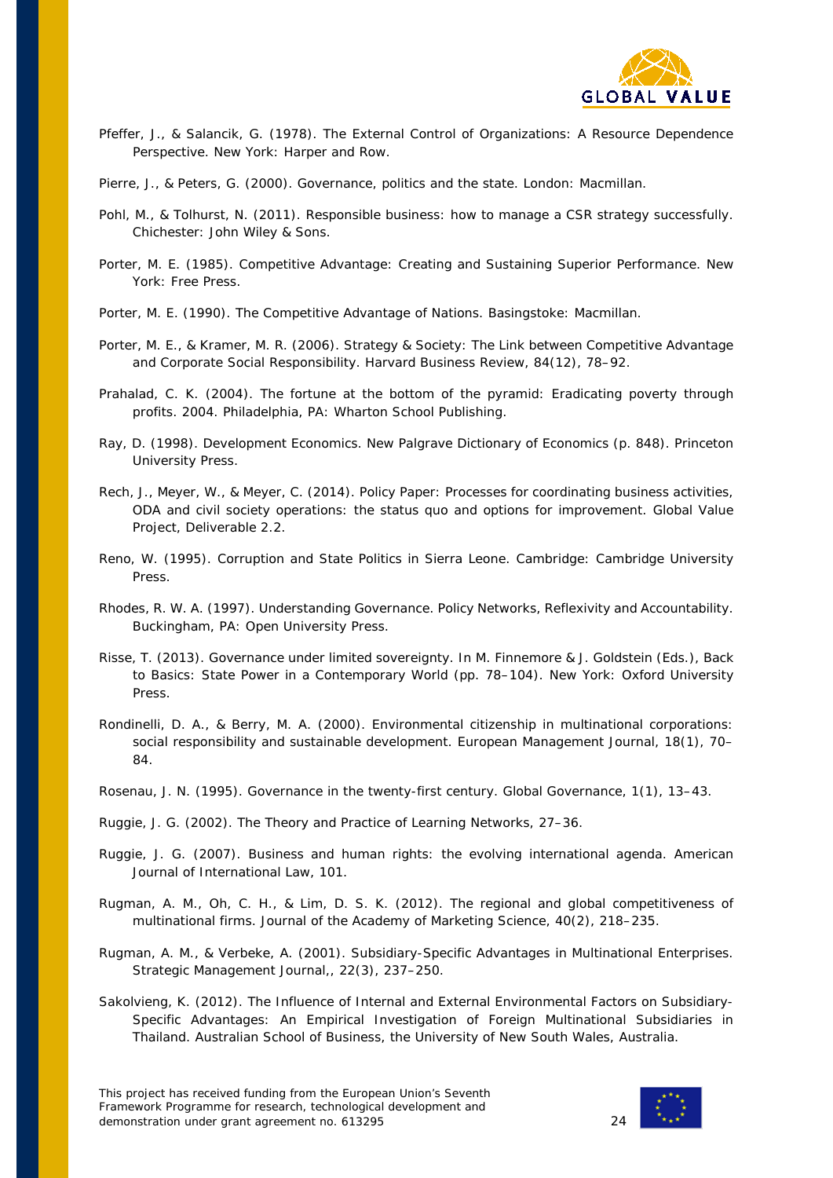Pfeffer, J., & Salancik, G. (1978). The External Control of Organizations: A Resource Dependence Perspective. New York: Harper and Row.

Pierre, J., & Peters, G. (2000). Governance, politics and the state. London: Macmillan.

Pohl, M., & Tolhurst, N. (2011). Responsible business: how to manage a CSR strategy successfully. Chichester: John Wiley & Sons.

Porter, M. E. (1985). Competitive Advantage: Creating and Sustaining Superior Performance. New York: Free Press.

Porter, M. E. (1990). The Competitive Advantage of Nations. Basingstoke: Macmillan.

Porter, M. E., & Kramer, M. R. (2006). Strategy & Society: The Link between Competitive Advantage and Corporate Social Responsibility. Harvard Business Review, 84(12), 78–92.

Prahalad, C. K. (2004). The fortune at the bottom of the pyramid: Eradicating poverty through profits. 2004. Philadelphia, PA: Wharton School Publishing.

Ray, D. (1998). Development Economics. New Palgrave Dictionary of Economics (p. 848). Princeton University Press.

Rech, J., Meyer, W., & Meyer, C. (2014). Policy Paper: Processes for coordinating business activities, ODA and civil society operations: the status quo and options for improvement. Global Value Project, Deliverable 2.2.

Reno, W. (1995). Corruption and State Politics in Sierra Leone. Cambridge: Cambridge University Press.

Rhodes, R. W. A. (1997). Understanding Governance. Policy Networks, Reflexivity and Accountability. Buckingham, PA: Open University Press.

Risse, T. (2013). Governance under limited sovereignty. In M. Finnemore & J. Goldstein (Eds.), Back to Basics: State Power in a Contemporary World (pp. 78–104). New York: Oxford University Press.

Rondinelli, D. A., & Berry, M. A. (2000). Environmental citizenship in multinational corporations: social responsibility and sustainable development. European Management Journal, 18(1), 70–84.

Rosenau, J. N. (1995). Governance in the twenty-first century. Global Governance, 1(1), 13–43.

Ruggie, J. G. (2002). The Theory and Practice of Learning Networks, 27–36.

Ruggie, J. G. (2007). Business and human rights: the evolving international agenda. American Journal of International Law, 101.

Rugman, A. M., Oh, C. H., & Lim, D. S. K. (2012). The regional and global competitiveness of multinational firms. Journal of the Academy of Marketing Science, 40(2), 218–235.

Rugman, A. M., & Verbeke, A. (2001). Subsidiary-Specific Advantages in Multinational Enterprises. Strategic Management Journal,, 22(3), 237–250.

Sakolvieng, K. (2012). The Influence of Internal and External Environmental Factors on Subsidiary-Specific Advantages: An Empirical Investigation of Foreign Multinational Subsidiaries in Thailand. Australian School of Business, the University of New South Wales, Australia.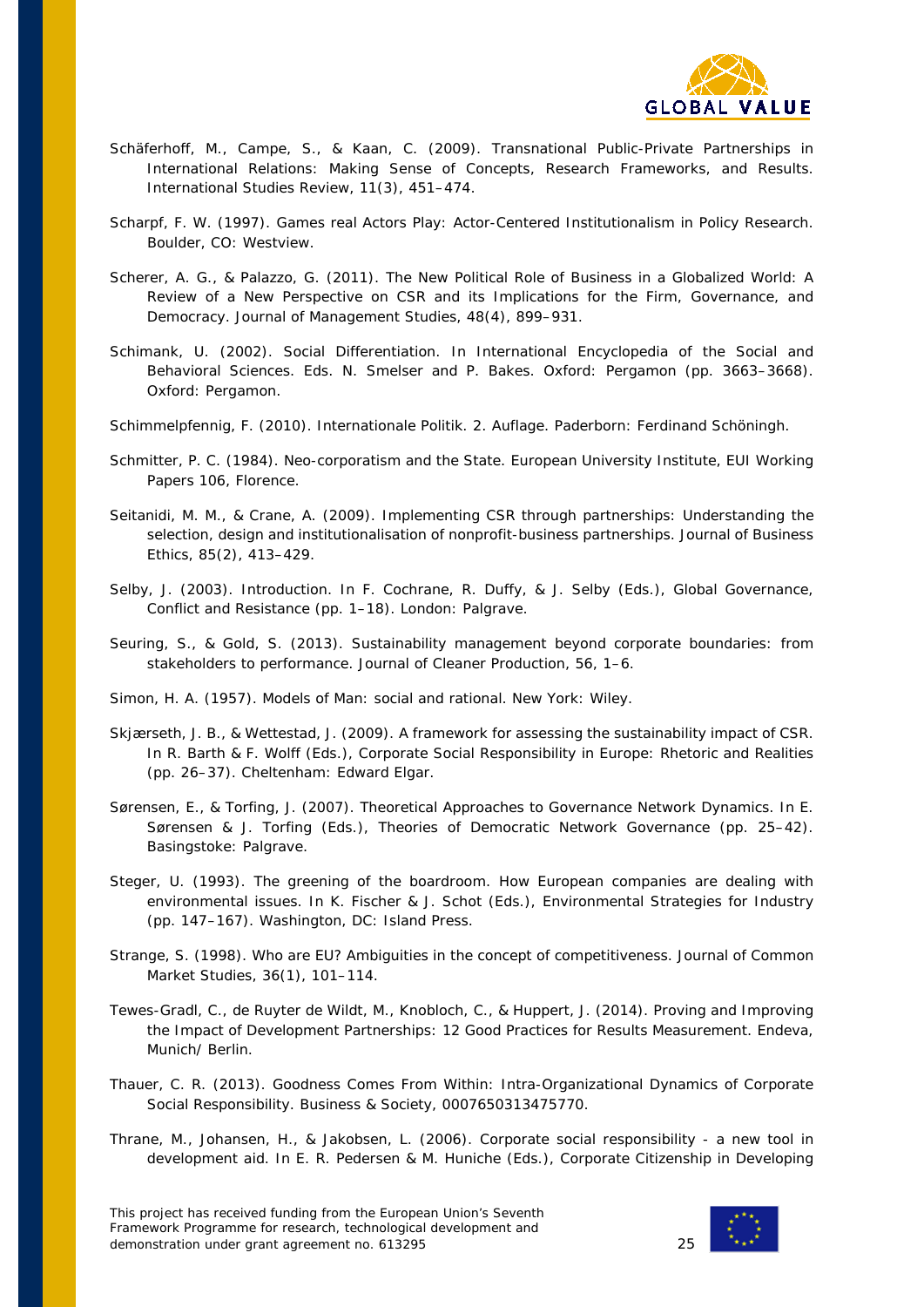Schäferhoff, M., Campe, S., & Kaan, C. (2009). Transnational Public-Private Partnerships in International Relations: Making Sense of Concepts, Research Frameworks, and Results. International Studies Review, 11(3), 451–474.

Scharpf, F. W. (1997). Games real Actors Play: Actor-Centered Institutionalism in Policy Research. Boulder, CO: Westview.

Scherer, A. G., & Palazzo, G. (2011). The New Political Role of Business in a Globalized World: A Review of a New Perspective on CSR and its Implications for the Firm, Governance, and Democracy. Journal of Management Studies, 48(4), 899–931.

Schimank, U. (2002). Social Differentiation. In International Encyclopedia of the Social and Behavioral Sciences. Eds. N. Smelser and P. Bakes. Oxford: Pergamon (pp. 3663–3668). Oxford: Pergamon.

Schimmelpfennig, F. (2010). Internationale Politik. 2. Auflage. Paderborn: Ferdinand Schöningh.

Schmitter, P. C. (1984). Neo-corporatism and the State. European University Institute, EUI Working Papers 106, Florence.

Seitanidi, M. M., & Crane, A. (2009). Implementing CSR through partnerships: Understanding the selection, design and institutionalisation of nonprofit-business partnerships. Journal of Business Ethics, 85(2), 413–429.

Selby, J. (2003). Introduction. In F. Cochrane, R. Duffy, & J. Selby (Eds.), Global Governance, Conflict and Resistance (pp. 1–18). London: Palgrave.

Seuring, S., & Gold, S. (2013). Sustainability management beyond corporate boundaries: from stakeholders to performance. Journal of Cleaner Production, 56, 1–6.

Simon, H. A. (1957). Models of Man: social and rational. New York: Wiley.

Skjærseth, J. B., & Wettestad, J. (2009). A framework for assessing the sustainability impact of CSR. In R. Barth & F. Wolff (Eds.), Corporate Social Responsibility in Europe: Rhetoric and Realities (pp. 26–37). Cheltenham: Edward Elgar.

Sørensen, E., & Torfing, J. (2007). Theoretical Approaches to Governance Network Dynamics. In E. Sørensen & J. Torfing (Eds.), Theories of Democratic Network Governance (pp. 25–42). Basingstoke: Palgrave.

Steger, U. (1993). The greening of the boardroom. How European companies are dealing with environmental issues. In K. Fischer & J. Schot (Eds.), Environmental Strategies for Industry (pp. 147–167). Washington, DC: Island Press.

Strange, S. (1998). Who are EU? Ambiguities in the concept of competitiveness. Journal of Common Market Studies, 36(1), 101–114.

Tewes-Gradl, C., de Ruyter de Wildt, M., Knobloch, C., & Huppert, J. (2014). Proving and Improving the Impact of Development Partnerships: 12 Good Practices for Results Measurement. Endeva, Munich/ Berlin.

Thauer, C. R. (2013). Goodness Comes From Within: Intra-Organizational Dynamics of Corporate Social Responsibility. Business & Society, 0007650313475770.

Thrane, M., Johansen, H., & Jakobsen, L. (2006). Corporate social responsibility - a new tool in development aid. In E. R. Pedersen & M. Huniche (Eds.), Corporate Citizenship in Developing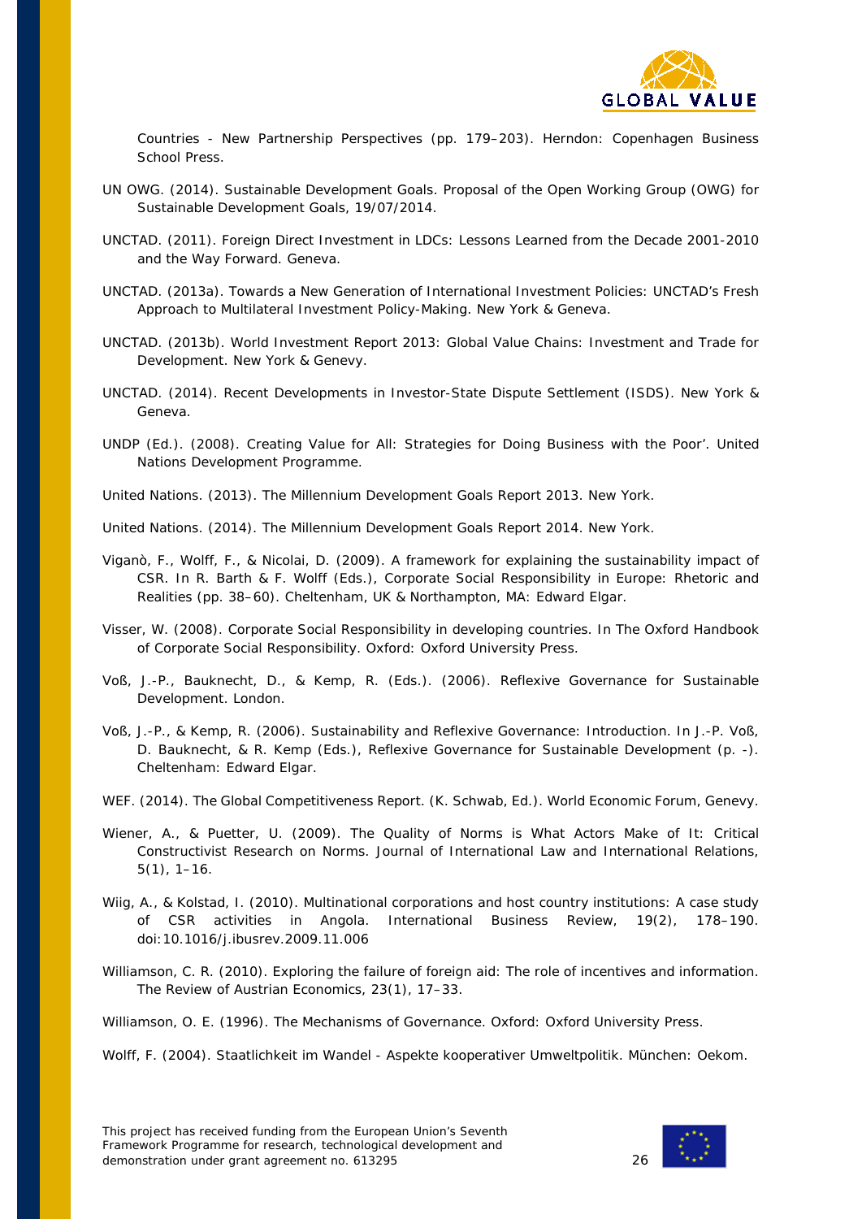Countries - New Partnership Perspectives (pp. 179–203). Herndon: Copenhagen Business School Press.

UN OWG. (2014). Sustainable Development Goals. Proposal of the Open Working Group (OWG) for Sustainable Development Goals, 19/07/2014.

UNCTAD. (2011). Foreign Direct Investment in LDCs: Lessons Learned from the Decade 2001-2010 and the Way Forward. Geneva.

UNCTAD. (2013a). Towards a New Generation of International Investment Policies: UNCTAD's Fresh Approach to Multilateral Investment Policy-Making. New York & Geneva.

UNCTAD. (2013b). World Investment Report 2013: Global Value Chains: Investment and Trade for Development. New York & Genevy.

UNCTAD. (2014). Recent Developments in Investor-State Dispute Settlement (ISDS). New York & Geneva.

UNDP (Ed.). (2008). Creating Value for All: Strategies for Doing Business with the Poor'. United Nations Development Programme.

United Nations. (2013). The Millennium Development Goals Report 2013. New York.

United Nations. (2014). The Millennium Development Goals Report 2014. New York.

Viganò, F., Wolff, F., & Nicolai, D. (2009). A framework for explaining the sustainability impact of CSR. In R. Barth & F. Wolff (Eds.), Corporate Social Responsibility in Europe: Rhetoric and Realities (pp. 38–60). Cheltenham, UK & Northampton, MA: Edward Elgar.

Visser, W. (2008). Corporate Social Responsibility in developing countries. In The Oxford Handbook of Corporate Social Responsibility. Oxford: Oxford University Press.

Voß, J.-P., Bauknecht, D., & Kemp, R. (Eds.). (2006). Reflexive Governance for Sustainable Development. London.

Voß, J.-P., & Kemp, R. (2006). Sustainability and Reflexive Governance: Introduction. In J.-P. Voß, D. Bauknecht, & R. Kemp (Eds.), Reflexive Governance for Sustainable Development (p. -). Cheltenham: Edward Elgar.

WEF. (2014). The Global Competitiveness Report. (K. Schwab, Ed.). World Economic Forum, Genevy.

Wiener, A., & Puetter, U. (2009). The Quality of Norms is What Actors Make of It: Critical Constructivist Research on Norms. Journal of International Law and International Relations, 5(1), 1–16.

Wiig, A., & Kolstad, I. (2010). Multinational corporations and host country institutions: A case study of CSR activities in Angola. International Business Review, 19(2), 178–190. doi:10.1016/j.ibusrev.2009.11.006

Williamson, C. R. (2010). Exploring the failure of foreign aid: The role of incentives and information. The Review of Austrian Economics, 23(1), 17–33.

Williamson, O. E. (1996). The Mechanisms of Governance. Oxford: Oxford University Press.

Wolff, F. (2004). Staatlichkeit im Wandel - Aspekte kooperativer Umweltpolitik. München: Oekom.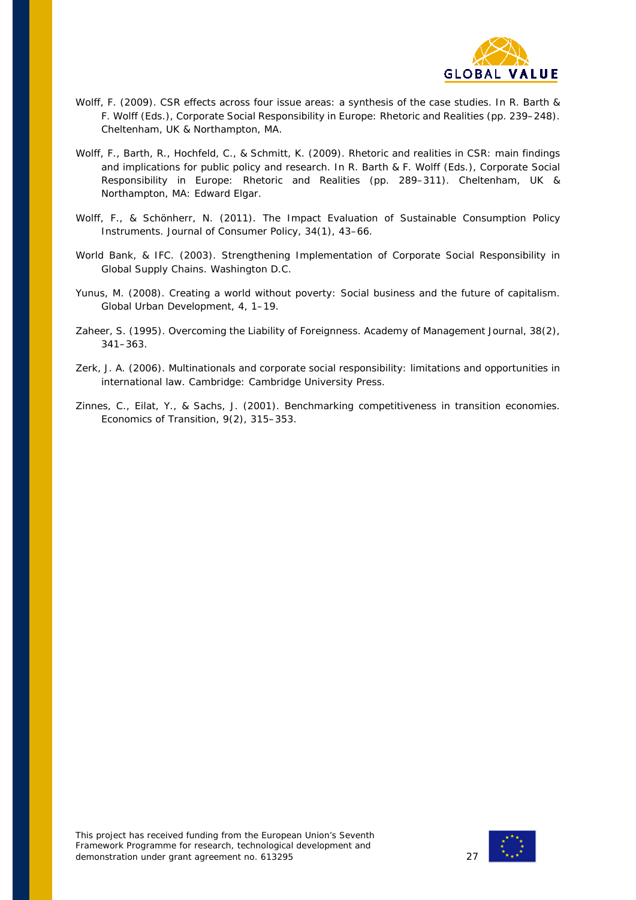Wolff, F. (2009). CSR effects across four issue areas: a synthesis of the case studies. In R. Barth & F. Wolff (Eds.), Corporate Social Responsibility in Europe: Rhetoric and Realities (pp. 239–248). Cheltenham, UK & Northampton, MA.

Wolff, F., Barth, R., Hochfeld, C., & Schmitt, K. (2009). Rhetoric and realities in CSR: main findings and implications for public policy and research. In R. Barth & F. Wolff (Eds.), Corporate Social Responsibility in Europe: Rhetoric and Realities (pp. 289–311). Cheltenham, UK & Northampton, MA: Edward Elgar.

Wolff, F., & Schönherr, N. (2011). The Impact Evaluation of Sustainable Consumption Policy Instruments. Journal of Consumer Policy, 34(1), 43–66.

World Bank, & IFC. (2003). Strengthening Implementation of Corporate Social Responsibility in Global Supply Chains. Washington D.C.

Yunus, M. (2008). Creating a world without poverty: Social business and the future of capitalism. Global Urban Development, 4, 1–19.

Zaheer, S. (1995). Overcoming the Liability of Foreignness. Academy of Management Journal, 38(2), 341–363.

Zerk, J. A. (2006). Multinationals and corporate social responsibility: limitations and opportunities in international law. Cambridge: Cambridge University Press.

Zinnes, C., Eilat, Y., & Sachs, J. (2001). Benchmarking competitiveness in transition economies. Economics of Transition, 9(2), 315–353.